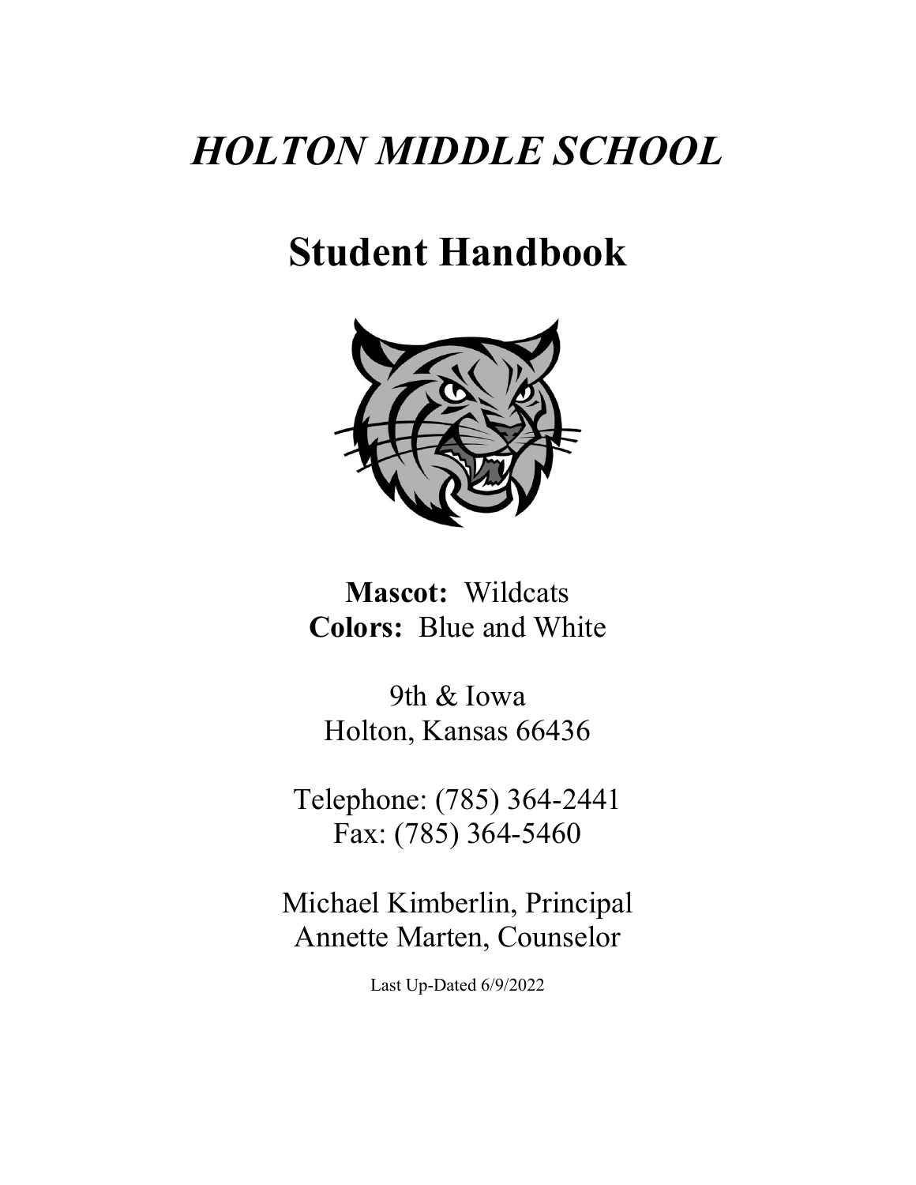# *HOLTON MIDDLE SCHOOL*

# Student Handbook

**Mascot:** Wildcats
**Colors:** Blue and White

9th & Iowa
Holton, Kansas 66436

Telephone: (785) 364-2441
Fax: (785) 364-5460

Michael Kimberlin, Principal
Annette Marten, Counselor

Last Up-Dated 6/9/2022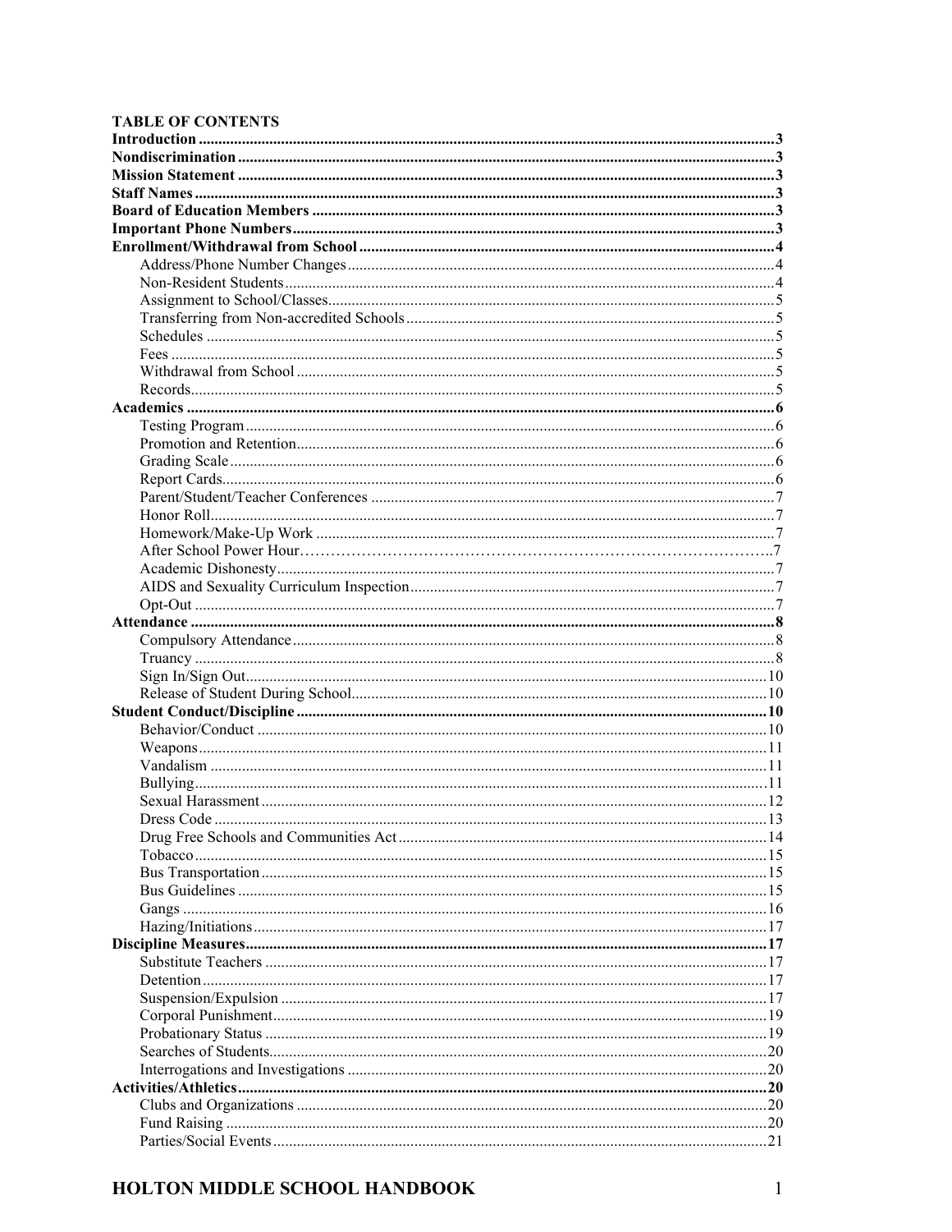**TABLE OF CONTENTS**

**Introduction** ........ 3
**Nondiscrimination** ........ 3
**Mission Statement** ........ 3
**Staff Names** ........ 3
**Board of Education Members** ........ 3
**Important Phone Numbers** ........ 3
**Enrollment/Withdrawal from School** ........ 4
- Address/Phone Number Changes ........ 4
- Non-Resident Students ........ 4
- Assignment to School/Classes ........ 5
- Transferring from Non-accredited Schools ........ 5
- Schedules ........ 5
- Fees ........ 5
- Withdrawal from School ........ 5
- Records ........ 5

**Academics** ........ 6
- Testing Program ........ 6
- Promotion and Retention ........ 6
- Grading Scale ........ 6
- Report Cards ........ 6
- Parent/Student/Teacher Conferences ........ 7
- Honor Roll ........ 7
- Homework/Make-Up Work ........ 7
- After School Power Hour ........ 7
- Academic Dishonesty ........ 7
- AIDS and Sexuality Curriculum Inspection ........ 7
- Opt-Out ........ 7

**Attendance** ........ 8
- Compulsory Attendance ........ 8
- Truancy ........ 8
- Sign In/Sign Out ........ 10
- Release of Student During School ........ 10

**Student Conduct/Discipline** ........ 10
- Behavior/Conduct ........ 10
- Weapons ........ 11
- Vandalism ........ 11
- Bullying ........ 11
- Sexual Harassment ........ 12
- Dress Code ........ 13
- Drug Free Schools and Communities Act ........ 14
- Tobacco ........ 15
- Bus Transportation ........ 15
- Bus Guidelines ........ 15
- Gangs ........ 16
- Hazing/Initiations ........ 17

**Discipline Measures** ........ 17
- Substitute Teachers ........ 17
- Detention ........ 17
- Suspension/Expulsion ........ 17
- Corporal Punishment ........ 19
- Probationary Status ........ 19
- Searches of Students ........ 20
- Interrogations and Investigations ........ 20

**Activities/Athletics** ........ 20
- Clubs and Organizations ........ 20
- Fund Raising ........ 20
- Parties/Social Events ........ 21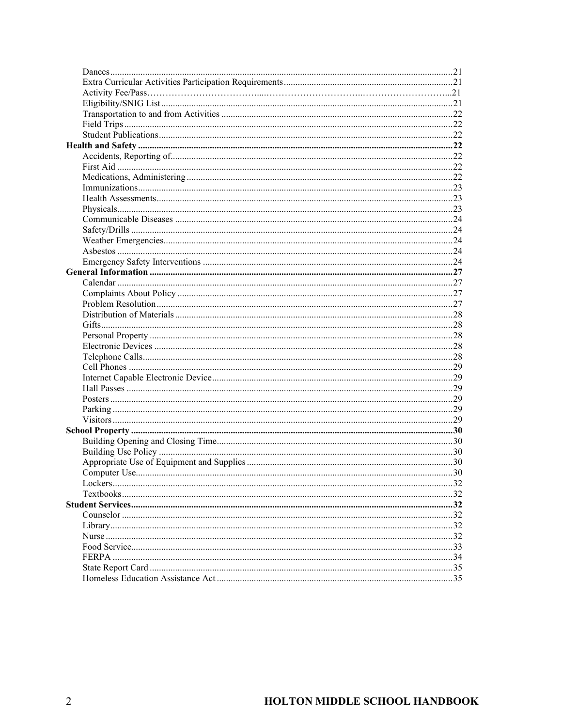Dances......21
Extra Curricular Activities Participation Requirements......21
Activity Fee/Pass......21
Eligibility/SNIG List......21
Transportation to and from Activities......22
Field Trips......22
Student Publications......22

**Health and Safety......22**

Accidents, Reporting of......22
First Aid......22
Medications, Administering......22
Immunizations......23
Health Assessments......23
Physicals......23
Communicable Diseases......24
Safety/Drills......24
Weather Emergencies......24
Asbestos......24
Emergency Safety Interventions......24

**General Information......27**

Calendar......27
Complaints About Policy......27
Problem Resolution......27
Distribution of Materials......28
Gifts......28
Personal Property......28
Electronic Devices......28
Telephone Calls......28
Cell Phones......29
Internet Capable Electronic Device......29
Hall Passes......29
Posters......29
Parking......29
Visitors......29

**School Property......30**

Building Opening and Closing Time......30
Building Use Policy......30
Appropriate Use of Equipment and Supplies......30
Computer Use......30
Lockers......32
Textbooks......32

**Student Services......32**

Counselor......32
Library......32
Nurse......32
Food Service......33
FERPA......34
State Report Card......35
Homeless Education Assistance Act......35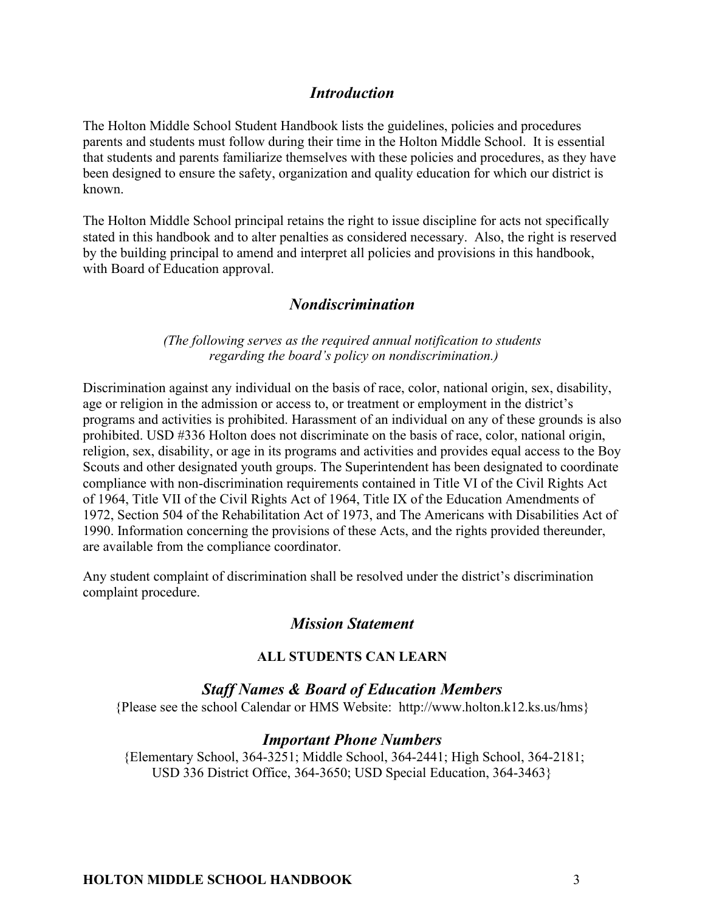## *Introduction*

The Holton Middle School Student Handbook lists the guidelines, policies and procedures parents and students must follow during their time in the Holton Middle School. It is essential that students and parents familiarize themselves with these policies and procedures, as they have been designed to ensure the safety, organization and quality education for which our district is known.

The Holton Middle School principal retains the right to issue discipline for acts not specifically stated in this handbook and to alter penalties as considered necessary. Also, the right is reserved by the building principal to amend and interpret all policies and provisions in this handbook, with Board of Education approval.

## *Nondiscrimination*

*(The following serves as the required annual notification to students regarding the board's policy on nondiscrimination.)*

Discrimination against any individual on the basis of race, color, national origin, sex, disability, age or religion in the admission or access to, or treatment or employment in the district's programs and activities is prohibited. Harassment of an individual on any of these grounds is also prohibited. USD #336 Holton does not discriminate on the basis of race, color, national origin, religion, sex, disability, or age in its programs and activities and provides equal access to the Boy Scouts and other designated youth groups. The Superintendent has been designated to coordinate compliance with non-discrimination requirements contained in Title VI of the Civil Rights Act of 1964, Title VII of the Civil Rights Act of 1964, Title IX of the Education Amendments of 1972, Section 504 of the Rehabilitation Act of 1973, and The Americans with Disabilities Act of 1990. Information concerning the provisions of these Acts, and the rights provided thereunder, are available from the compliance coordinator.

Any student complaint of discrimination shall be resolved under the district's discrimination complaint procedure.

## *Mission Statement*

**ALL STUDENTS CAN LEARN**

## *Staff Names & Board of Education Members*

{Please see the school Calendar or HMS Website: http://www.holton.k12.ks.us/hms}

## *Important Phone Numbers*

{Elementary School, 364-3251; Middle School, 364-2441; High School, 364-2181; USD 336 District Office, 364-3650; USD Special Education, 364-3463}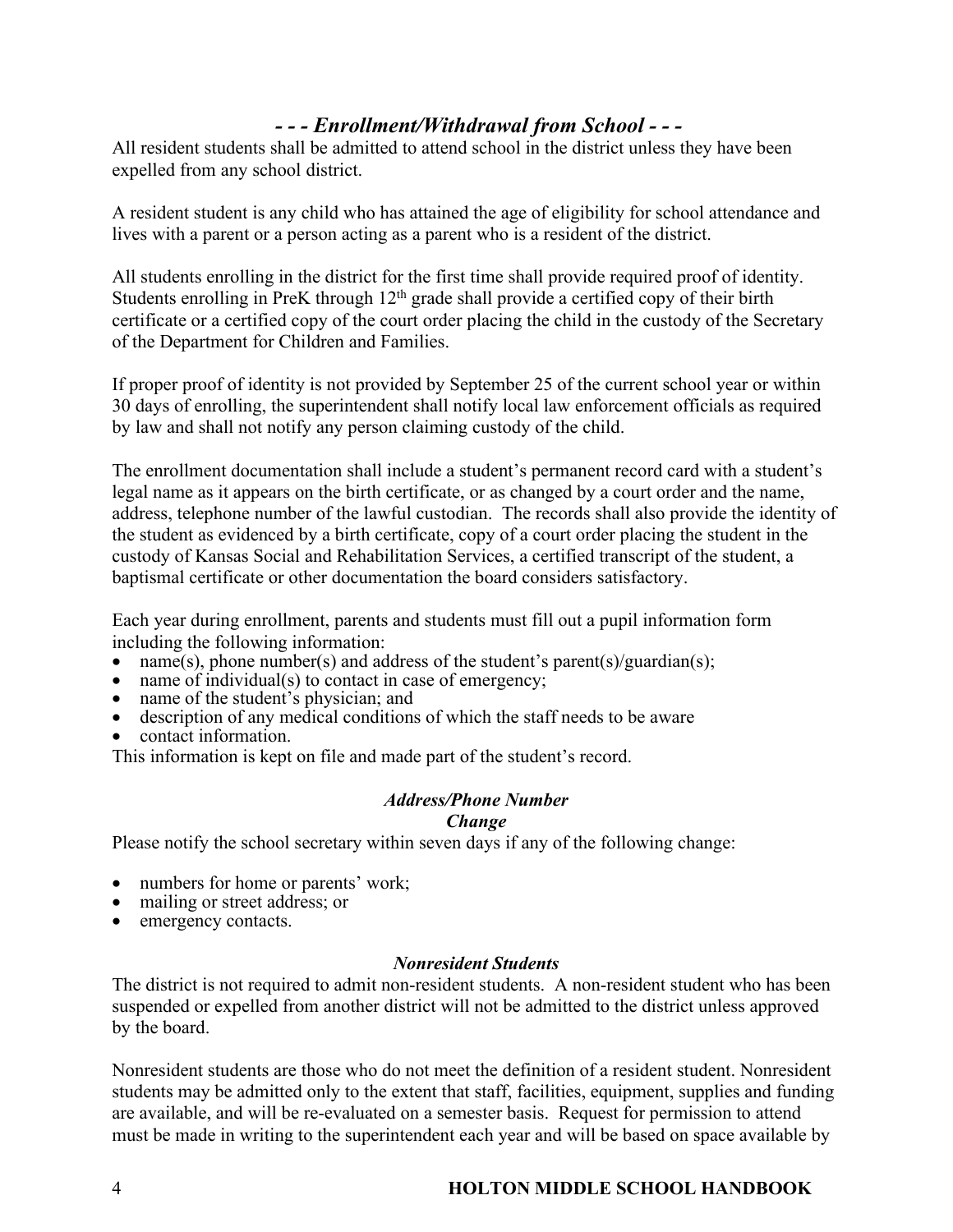## *- - - Enrollment/Withdrawal from School - - -*

All resident students shall be admitted to attend school in the district unless they have been expelled from any school district.

A resident student is any child who has attained the age of eligibility for school attendance and lives with a parent or a person acting as a parent who is a resident of the district.

All students enrolling in the district for the first time shall provide required proof of identity. Students enrolling in PreK through 12th grade shall provide a certified copy of their birth certificate or a certified copy of the court order placing the child in the custody of the Secretary of the Department for Children and Families.

If proper proof of identity is not provided by September 25 of the current school year or within 30 days of enrolling, the superintendent shall notify local law enforcement officials as required by law and shall not notify any person claiming custody of the child.

The enrollment documentation shall include a student's permanent record card with a student's legal name as it appears on the birth certificate, or as changed by a court order and the name, address, telephone number of the lawful custodian. The records shall also provide the identity of the student as evidenced by a birth certificate, copy of a court order placing the student in the custody of Kansas Social and Rehabilitation Services, a certified transcript of the student, a baptismal certificate or other documentation the board considers satisfactory.

Each year during enrollment, parents and students must fill out a pupil information form including the following information:

- name(s), phone number(s) and address of the student's parent(s)/guardian(s);
- name of individual(s) to contact in case of emergency;
- name of the student's physician; and
- description of any medical conditions of which the staff needs to be aware
- contact information.

This information is kept on file and made part of the student's record.

### *Address/Phone Number Change*

Please notify the school secretary within seven days if any of the following change:

- numbers for home or parents' work;
- mailing or street address; or
- emergency contacts.

### *Nonresident Students*

The district is not required to admit non-resident students. A non-resident student who has been suspended or expelled from another district will not be admitted to the district unless approved by the board.

Nonresident students are those who do not meet the definition of a resident student. Nonresident students may be admitted only to the extent that staff, facilities, equipment, supplies and funding are available, and will be re-evaluated on a semester basis. Request for permission to attend must be made in writing to the superintendent each year and will be based on space available by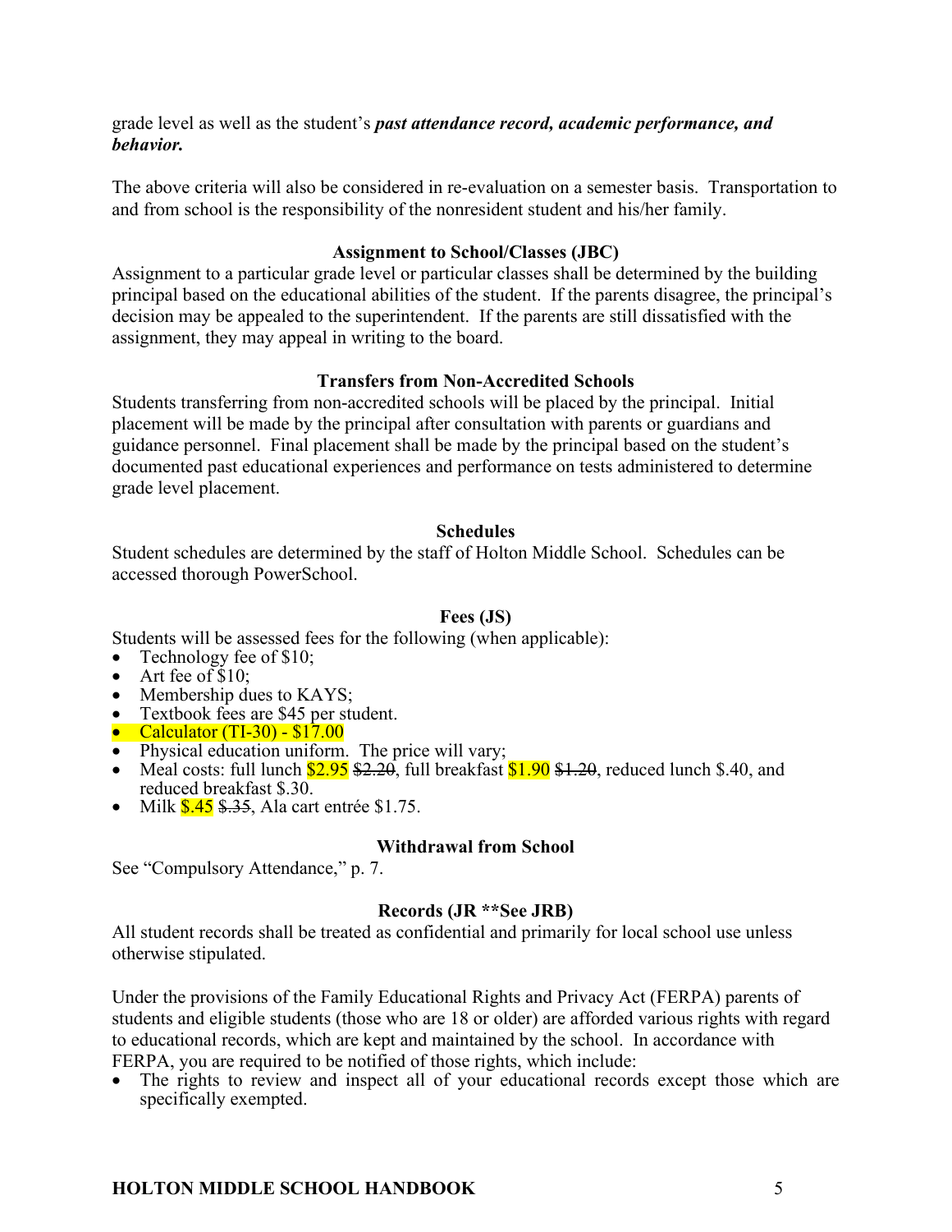grade level as well as the student's ***past attendance record, academic performance, and behavior.***

The above criteria will also be considered in re-evaluation on a semester basis. Transportation to and from school is the responsibility of the nonresident student and his/her family.

### Assignment to School/Classes (JBC)

Assignment to a particular grade level or particular classes shall be determined by the building principal based on the educational abilities of the student. If the parents disagree, the principal's decision may be appealed to the superintendent. If the parents are still dissatisfied with the assignment, they may appeal in writing to the board.

### Transfers from Non-Accredited Schools

Students transferring from non-accredited schools will be placed by the principal. Initial placement will be made by the principal after consultation with parents or guardians and guidance personnel. Final placement shall be made by the principal based on the student's documented past educational experiences and performance on tests administered to determine grade level placement.

### Schedules

Student schedules are determined by the staff of Holton Middle School. Schedules can be accessed thorough PowerSchool.

### Fees (JS)

Students will be assessed fees for the following (when applicable):

- Technology fee of $10;
- Art fee of $10;
- Membership dues to KAYS;
- Textbook fees are $45 per student.
- Calculator (TI-30) - $17.00
- Physical education uniform. The price will vary;
- Meal costs: full lunch $2.95 ~~$2.20~~, full breakfast $1.90 ~~$1.20~~, reduced lunch $.40, and reduced breakfast $.30.
- Milk $.45 ~~$.35~~, Ala cart entrée $1.75.

### Withdrawal from School

See "Compulsory Attendance," p. 7.

### Records (JR **See JRB)

All student records shall be treated as confidential and primarily for local school use unless otherwise stipulated.

Under the provisions of the Family Educational Rights and Privacy Act (FERPA) parents of students and eligible students (those who are 18 or older) are afforded various rights with regard to educational records, which are kept and maintained by the school. In accordance with FERPA, you are required to be notified of those rights, which include:

- The rights to review and inspect all of your educational records except those which are specifically exempted.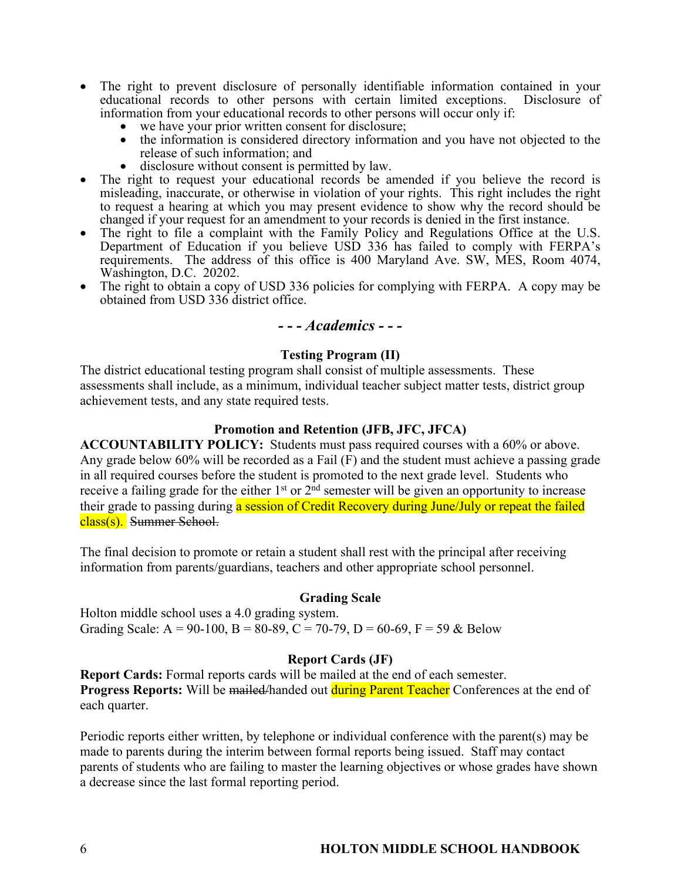- The right to prevent disclosure of personally identifiable information contained in your educational records to other persons with certain limited exceptions. Disclosure of information from your educational records to other persons will occur only if:
  - we have your prior written consent for disclosure;
  - the information is considered directory information and you have not objected to the release of such information; and
  - disclosure without consent is permitted by law.
- The right to request your educational records be amended if you believe the record is misleading, inaccurate, or otherwise in violation of your rights. This right includes the right to request a hearing at which you may present evidence to show why the record should be changed if your request for an amendment to your records is denied in the first instance.
- The right to file a complaint with the Family Policy and Regulations Office at the U.S. Department of Education if you believe USD 336 has failed to comply with FERPA's requirements. The address of this office is 400 Maryland Ave. SW, MES, Room 4074, Washington, D.C. 20202.
- The right to obtain a copy of USD 336 policies for complying with FERPA. A copy may be obtained from USD 336 district office.

## *- - - Academics - - -*

### Testing Program (II)

The district educational testing program shall consist of multiple assessments. These assessments shall include, as a minimum, individual teacher subject matter tests, district group achievement tests, and any state required tests.

### Promotion and Retention (JFB, JFC, JFCA)

**ACCOUNTABILITY POLICY:** Students must pass required courses with a 60% or above. Any grade below 60% will be recorded as a Fail (F) and the student must achieve a passing grade in all required courses before the student is promoted to the next grade level. Students who receive a failing grade for the either 1st or 2nd semester will be given an opportunity to increase their grade to passing during a session of Credit Recovery during June/July or repeat the failed class(s). ~~Summer School.~~

The final decision to promote or retain a student shall rest with the principal after receiving information from parents/guardians, teachers and other appropriate school personnel.

### Grading Scale

Holton middle school uses a 4.0 grading system.
Grading Scale: A = 90-100, B = 80-89, C = 70-79, D = 60-69, F = 59 & Below

### Report Cards (JF)

**Report Cards:** Formal reports cards will be mailed at the end of each semester.
**Progress Reports:** Will be ~~mailed~~/handed out during Parent Teacher Conferences at the end of each quarter.

Periodic reports either written, by telephone or individual conference with the parent(s) may be made to parents during the interim between formal reports being issued. Staff may contact parents of students who are failing to master the learning objectives or whose grades have shown a decrease since the last formal reporting period.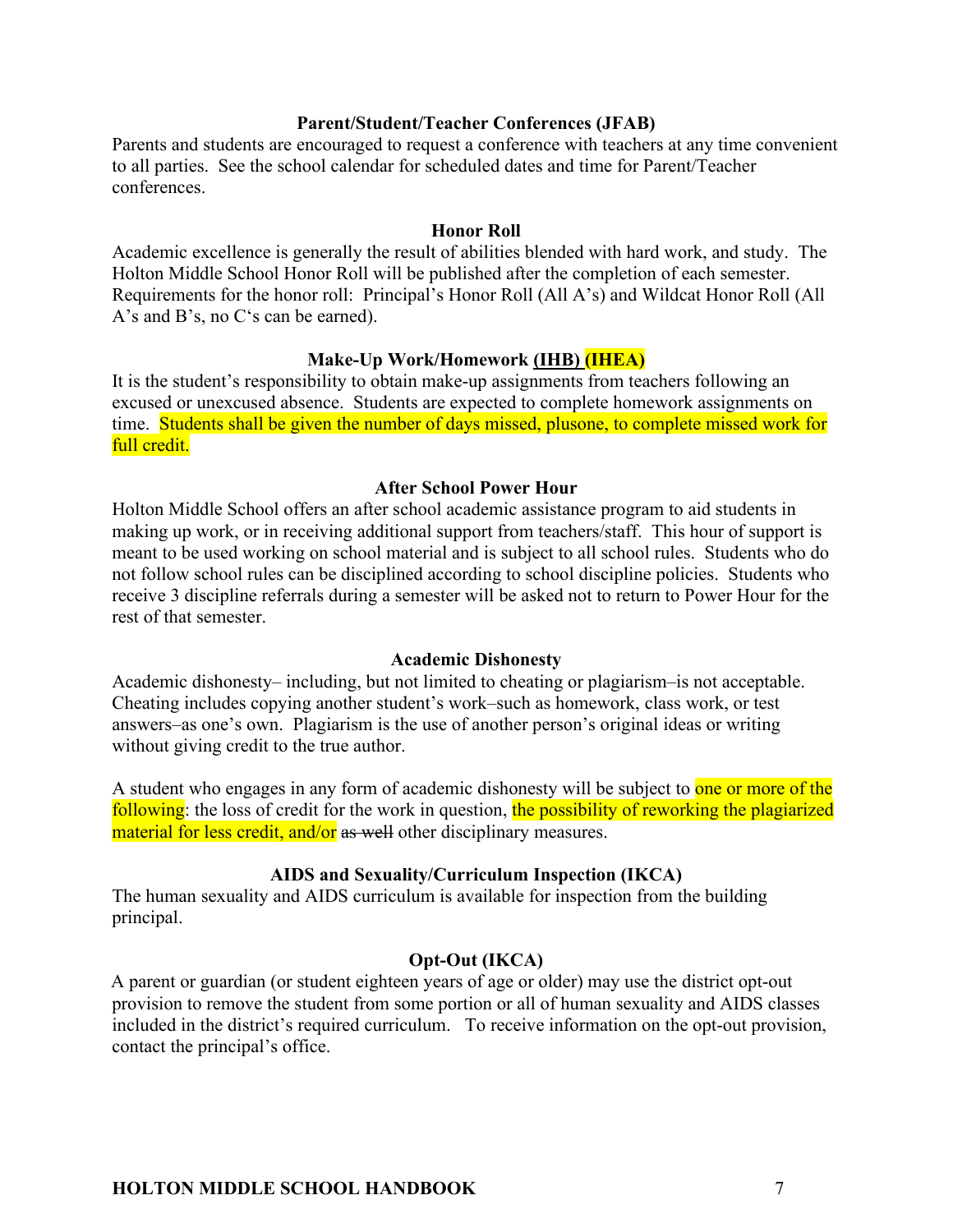## Parent/Student/Teacher Conferences (JFAB)

Parents and students are encouraged to request a conference with teachers at any time convenient to all parties. See the school calendar for scheduled dates and time for Parent/Teacher conferences.

## Honor Roll

Academic excellence is generally the result of abilities blended with hard work, and study. The Holton Middle School Honor Roll will be published after the completion of each semester. Requirements for the honor roll: Principal's Honor Roll (All A's) and Wildcat Honor Roll (All A's and B's, no C's can be earned).

## Make-Up Work/Homework (IHB) (IHEA)

It is the student's responsibility to obtain make-up assignments from teachers following an excused or unexcused absence. Students are expected to complete homework assignments on time. Students shall be given the number of days missed, plusone, to complete missed work for full credit.

## After School Power Hour

Holton Middle School offers an after school academic assistance program to aid students in making up work, or in receiving additional support from teachers/staff. This hour of support is meant to be used working on school material and is subject to all school rules. Students who do not follow school rules can be disciplined according to school discipline policies. Students who receive 3 discipline referrals during a semester will be asked not to return to Power Hour for the rest of that semester.

## Academic Dishonesty

Academic dishonesty– including, but not limited to cheating or plagiarism–is not acceptable. Cheating includes copying another student's work–such as homework, class work, or test answers–as one's own. Plagiarism is the use of another person's original ideas or writing without giving credit to the true author.

A student who engages in any form of academic dishonesty will be subject to one or more of the following: the loss of credit for the work in question, the possibility of reworking the plagiarized material for less credit, and/or ~~as well~~ other disciplinary measures.

## AIDS and Sexuality/Curriculum Inspection (IKCA)

The human sexuality and AIDS curriculum is available for inspection from the building principal.

## Opt-Out (IKCA)

A parent or guardian (or student eighteen years of age or older) may use the district opt-out provision to remove the student from some portion or all of human sexuality and AIDS classes included in the district's required curriculum. To receive information on the opt-out provision, contact the principal's office.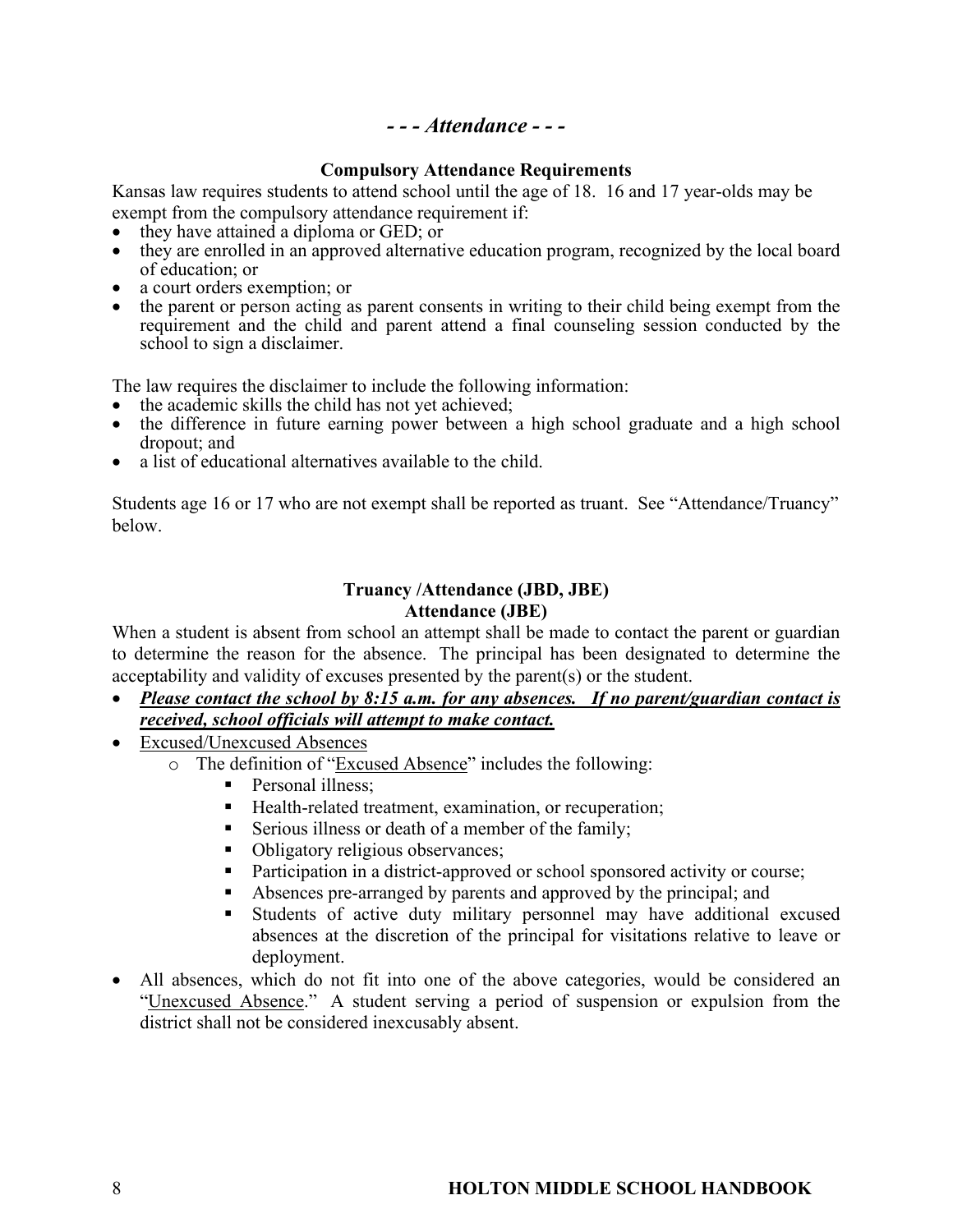## *- - - Attendance - - -*

### Compulsory Attendance Requirements

Kansas law requires students to attend school until the age of 18. 16 and 17 year-olds may be exempt from the compulsory attendance requirement if:

- they have attained a diploma or GED; or
- they are enrolled in an approved alternative education program, recognized by the local board of education; or
- a court orders exemption; or
- the parent or person acting as parent consents in writing to their child being exempt from the requirement and the child and parent attend a final counseling session conducted by the school to sign a disclaimer.

The law requires the disclaimer to include the following information:

- the academic skills the child has not yet achieved;
- the difference in future earning power between a high school graduate and a high school dropout; and
- a list of educational alternatives available to the child.

Students age 16 or 17 who are not exempt shall be reported as truant. See "Attendance/Truancy" below.

### Truancy /Attendance (JBD, JBE)
### Attendance (JBE)

When a student is absent from school an attempt shall be made to contact the parent or guardian to determine the reason for the absence. The principal has been designated to determine the acceptability and validity of excuses presented by the parent(s) or the student.

- ***<u>Please contact the school by 8:15 a.m. for any absences. If no parent/guardian contact is received, school officials will attempt to make contact.</u>***
- <u>Excused/Unexcused Absences</u>
  - The definition of "<u>Excused Absence</u>" includes the following:
    - Personal illness;
    - Health-related treatment, examination, or recuperation;
    - Serious illness or death of a member of the family;
    - Obligatory religious observances;
    - Participation in a district-approved or school sponsored activity or course;
    - Absences pre-arranged by parents and approved by the principal; and
    - Students of active duty military personnel may have additional excused absences at the discretion of the principal for visitations relative to leave or deployment.
- All absences, which do not fit into one of the above categories, would be considered an "<u>Unexcused Absence</u>." A student serving a period of suspension or expulsion from the district shall not be considered inexcusably absent.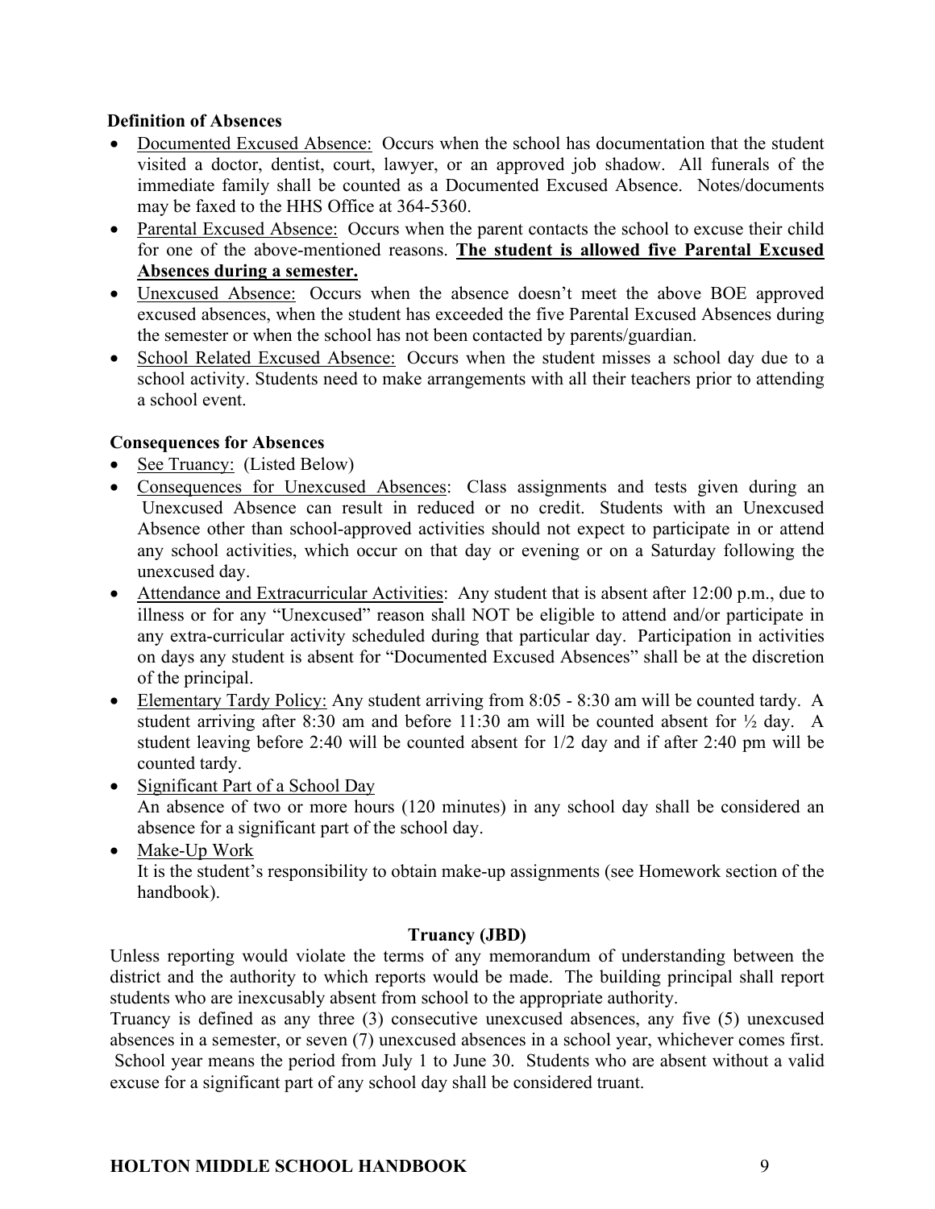### Definition of Absences

- Documented Excused Absence: Occurs when the school has documentation that the student visited a doctor, dentist, court, lawyer, or an approved job shadow. All funerals of the immediate family shall be counted as a Documented Excused Absence. Notes/documents may be faxed to the HHS Office at 364-5360.
- Parental Excused Absence: Occurs when the parent contacts the school to excuse their child for one of the above-mentioned reasons. **The student is allowed five Parental Excused Absences during a semester.**
- Unexcused Absence: Occurs when the absence doesn't meet the above BOE approved excused absences, when the student has exceeded the five Parental Excused Absences during the semester or when the school has not been contacted by parents/guardian.
- School Related Excused Absence: Occurs when the student misses a school day due to a school activity. Students need to make arrangements with all their teachers prior to attending a school event.

### Consequences for Absences

- See Truancy: (Listed Below)
- Consequences for Unexcused Absences: Class assignments and tests given during an Unexcused Absence can result in reduced or no credit. Students with an Unexcused Absence other than school-approved activities should not expect to participate in or attend any school activities, which occur on that day or evening or on a Saturday following the unexcused day.
- Attendance and Extracurricular Activities: Any student that is absent after 12:00 p.m., due to illness or for any "Unexcused" reason shall NOT be eligible to attend and/or participate in any extra-curricular activity scheduled during that particular day. Participation in activities on days any student is absent for "Documented Excused Absences" shall be at the discretion of the principal.
- Elementary Tardy Policy: Any student arriving from 8:05 - 8:30 am will be counted tardy. A student arriving after 8:30 am and before 11:30 am will be counted absent for ½ day. A student leaving before 2:40 will be counted absent for 1/2 day and if after 2:40 pm will be counted tardy.
- Significant Part of a School Day
  An absence of two or more hours (120 minutes) in any school day shall be considered an absence for a significant part of the school day.
- Make-Up Work
  It is the student's responsibility to obtain make-up assignments (see Homework section of the handbook).

### Truancy (JBD)

Unless reporting would violate the terms of any memorandum of understanding between the district and the authority to which reports would be made. The building principal shall report students who are inexcusably absent from school to the appropriate authority.

Truancy is defined as any three (3) consecutive unexcused absences, any five (5) unexcused absences in a semester, or seven (7) unexcused absences in a school year, whichever comes first. School year means the period from July 1 to June 30. Students who are absent without a valid excuse for a significant part of any school day shall be considered truant.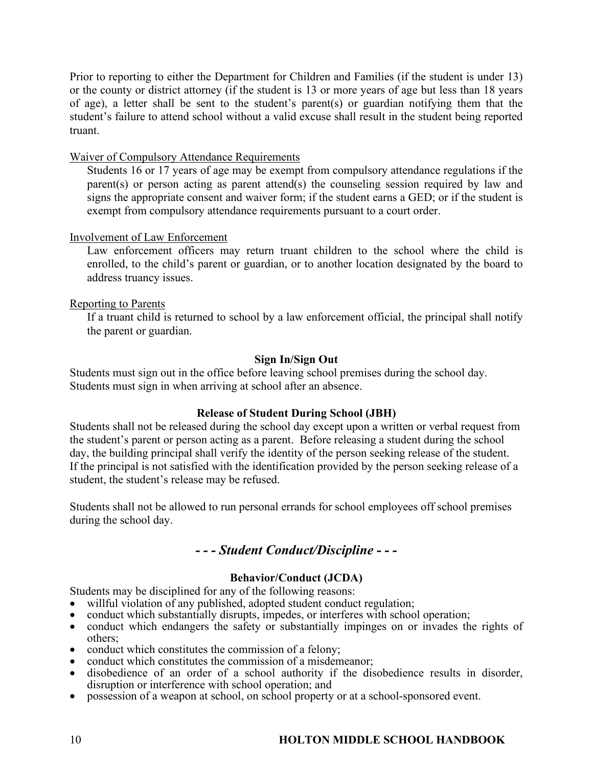Prior to reporting to either the Department for Children and Families (if the student is under 13) or the county or district attorney (if the student is 13 or more years of age but less than 18 years of age), a letter shall be sent to the student's parent(s) or guardian notifying them that the student's failure to attend school without a valid excuse shall result in the student being reported truant.

<u>Waiver of Compulsory Attendance Requirements</u>

Students 16 or 17 years of age may be exempt from compulsory attendance regulations if the parent(s) or person acting as parent attend(s) the counseling session required by law and signs the appropriate consent and waiver form; if the student earns a GED; or if the student is exempt from compulsory attendance requirements pursuant to a court order.

<u>Involvement of Law Enforcement</u>

Law enforcement officers may return truant children to the school where the child is enrolled, to the child's parent or guardian, or to another location designated by the board to address truancy issues.

<u>Reporting to Parents</u>

If a truant child is returned to school by a law enforcement official, the principal shall notify the parent or guardian.

### Sign In/Sign Out

Students must sign out in the office before leaving school premises during the school day.
Students must sign in when arriving at school after an absence.

### Release of Student During School (JBH)

Students shall not be released during the school day except upon a written or verbal request from the student's parent or person acting as a parent. Before releasing a student during the school day, the building principal shall verify the identity of the person seeking release of the student. If the principal is not satisfied with the identification provided by the person seeking release of a student, the student's release may be refused.

Students shall not be allowed to run personal errands for school employees off school premises during the school day.

## *- - - Student Conduct/Discipline - - -*

### Behavior/Conduct (JCDA)

Students may be disciplined for any of the following reasons:

- willful violation of any published, adopted student conduct regulation;
- conduct which substantially disrupts, impedes, or interferes with school operation;
- conduct which endangers the safety or substantially impinges on or invades the rights of others;
- conduct which constitutes the commission of a felony;
- conduct which constitutes the commission of a misdemeanor;
- disobedience of an order of a school authority if the disobedience results in disorder, disruption or interference with school operation; and
- possession of a weapon at school, on school property or at a school-sponsored event.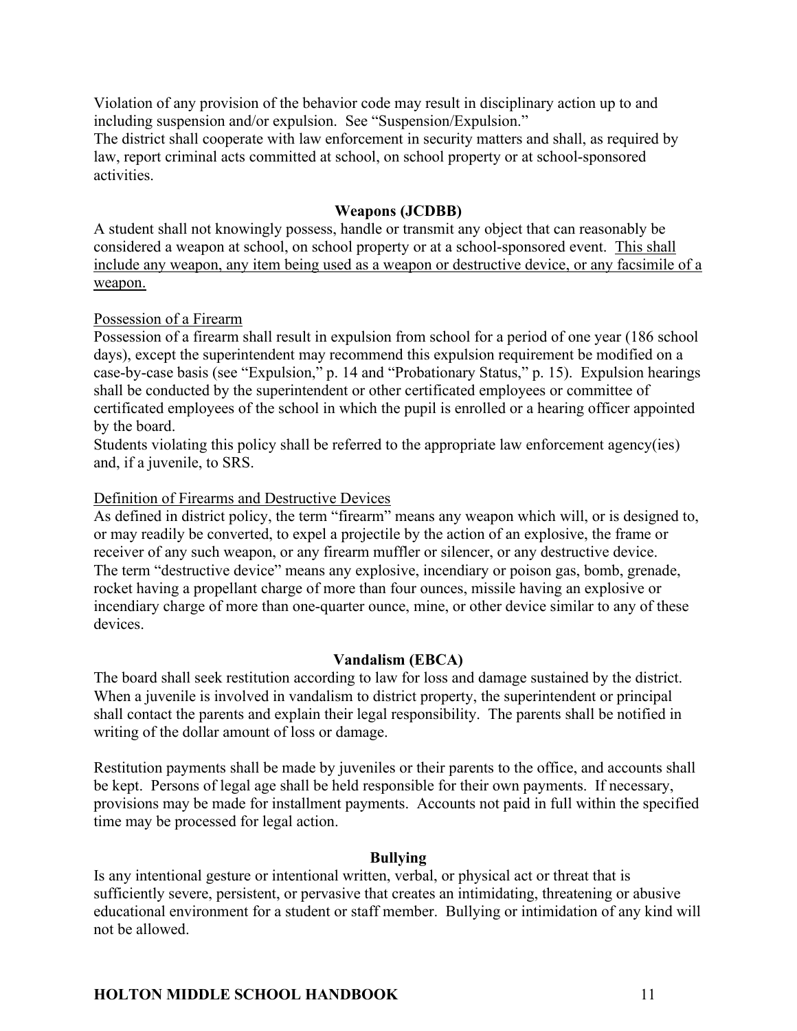Violation of any provision of the behavior code may result in disciplinary action up to and including suspension and/or expulsion. See "Suspension/Expulsion."

The district shall cooperate with law enforcement in security matters and shall, as required by law, report criminal acts committed at school, on school property or at school-sponsored activities.

### Weapons (JCDBB)

A student shall not knowingly possess, handle or transmit any object that can reasonably be considered a weapon at school, on school property or at a school-sponsored event. <u>This shall include any weapon, any item being used as a weapon or destructive device, or any facsimile of a weapon.</u>

<u>Possession of a Firearm</u>

Possession of a firearm shall result in expulsion from school for a period of one year (186 school days), except the superintendent may recommend this expulsion requirement be modified on a case-by-case basis (see "Expulsion," p. 14 and "Probationary Status," p. 15). Expulsion hearings shall be conducted by the superintendent or other certificated employees or committee of certificated employees of the school in which the pupil is enrolled or a hearing officer appointed by the board.

Students violating this policy shall be referred to the appropriate law enforcement agency(ies) and, if a juvenile, to SRS.

<u>Definition of Firearms and Destructive Devices</u>

As defined in district policy, the term "firearm" means any weapon which will, or is designed to, or may readily be converted, to expel a projectile by the action of an explosive, the frame or receiver of any such weapon, or any firearm muffler or silencer, or any destructive device.

The term "destructive device" means any explosive, incendiary or poison gas, bomb, grenade, rocket having a propellant charge of more than four ounces, missile having an explosive or incendiary charge of more than one-quarter ounce, mine, or other device similar to any of these devices.

### Vandalism (EBCA)

The board shall seek restitution according to law for loss and damage sustained by the district. When a juvenile is involved in vandalism to district property, the superintendent or principal shall contact the parents and explain their legal responsibility. The parents shall be notified in writing of the dollar amount of loss or damage.

Restitution payments shall be made by juveniles or their parents to the office, and accounts shall be kept. Persons of legal age shall be held responsible for their own payments. If necessary, provisions may be made for installment payments. Accounts not paid in full within the specified time may be processed for legal action.

### Bullying

Is any intentional gesture or intentional written, verbal, or physical act or threat that is sufficiently severe, persistent, or pervasive that creates an intimidating, threatening or abusive educational environment for a student or staff member. Bullying or intimidation of any kind will not be allowed.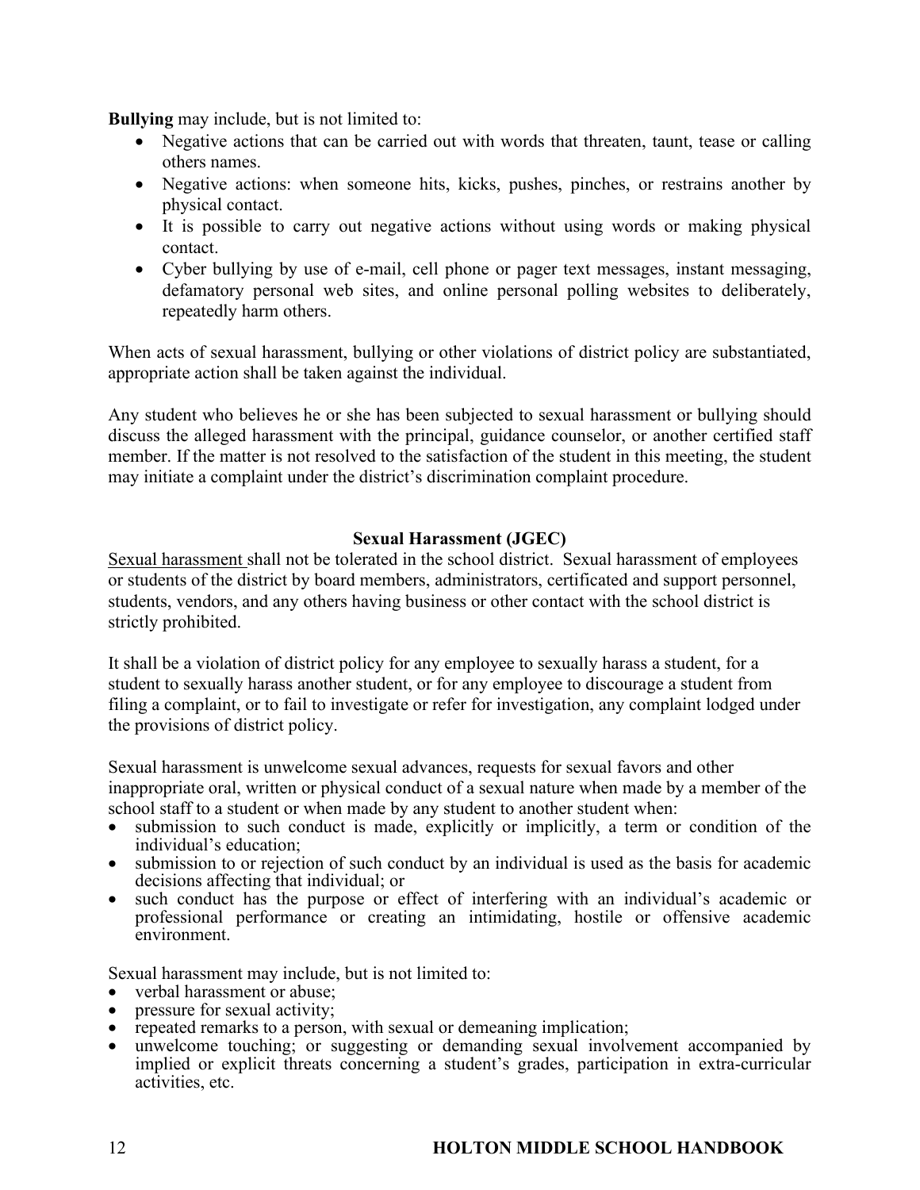**Bullying** may include, but is not limited to:

- Negative actions that can be carried out with words that threaten, taunt, tease or calling others names.
- Negative actions: when someone hits, kicks, pushes, pinches, or restrains another by physical contact.
- It is possible to carry out negative actions without using words or making physical contact.
- Cyber bullying by use of e-mail, cell phone or pager text messages, instant messaging, defamatory personal web sites, and online personal polling websites to deliberately, repeatedly harm others.

When acts of sexual harassment, bullying or other violations of district policy are substantiated, appropriate action shall be taken against the individual.

Any student who believes he or she has been subjected to sexual harassment or bullying should discuss the alleged harassment with the principal, guidance counselor, or another certified staff member. If the matter is not resolved to the satisfaction of the student in this meeting, the student may initiate a complaint under the district's discrimination complaint procedure.

### Sexual Harassment (JGEC)

Sexual harassment shall not be tolerated in the school district. Sexual harassment of employees or students of the district by board members, administrators, certificated and support personnel, students, vendors, and any others having business or other contact with the school district is strictly prohibited.

It shall be a violation of district policy for any employee to sexually harass a student, for a student to sexually harass another student, or for any employee to discourage a student from filing a complaint, or to fail to investigate or refer for investigation, any complaint lodged under the provisions of district policy.

Sexual harassment is unwelcome sexual advances, requests for sexual favors and other inappropriate oral, written or physical conduct of a sexual nature when made by a member of the school staff to a student or when made by any student to another student when:

- submission to such conduct is made, explicitly or implicitly, a term or condition of the individual's education;
- submission to or rejection of such conduct by an individual is used as the basis for academic decisions affecting that individual; or
- such conduct has the purpose or effect of interfering with an individual's academic or professional performance or creating an intimidating, hostile or offensive academic environment.

Sexual harassment may include, but is not limited to:

- verbal harassment or abuse;
- pressure for sexual activity;
- repeated remarks to a person, with sexual or demeaning implication;
- unwelcome touching; or suggesting or demanding sexual involvement accompanied by implied or explicit threats concerning a student's grades, participation in extra-curricular activities, etc.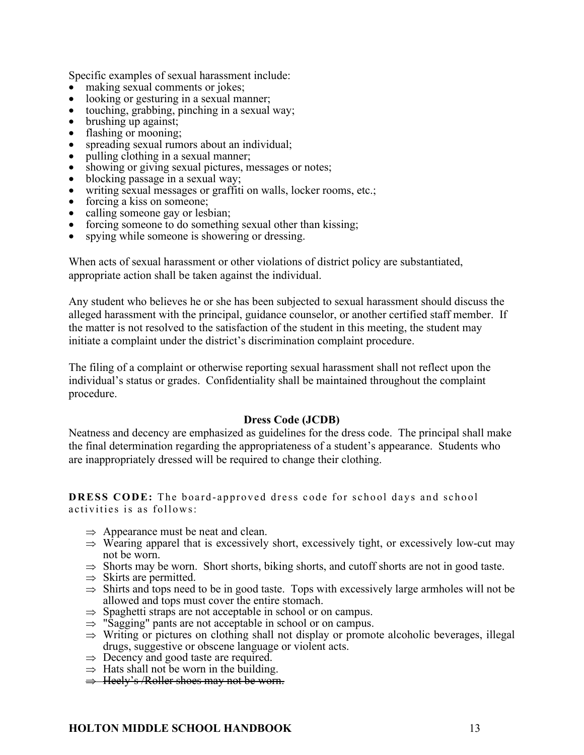Specific examples of sexual harassment include:

- making sexual comments or jokes;
- looking or gesturing in a sexual manner;
- touching, grabbing, pinching in a sexual way;
- brushing up against;
- flashing or mooning;
- spreading sexual rumors about an individual;
- pulling clothing in a sexual manner;
- showing or giving sexual pictures, messages or notes;
- blocking passage in a sexual way;
- writing sexual messages or graffiti on walls, locker rooms, etc.;
- forcing a kiss on someone;
- calling someone gay or lesbian;
- forcing someone to do something sexual other than kissing;
- spying while someone is showering or dressing.

When acts of sexual harassment or other violations of district policy are substantiated, appropriate action shall be taken against the individual.

Any student who believes he or she has been subjected to sexual harassment should discuss the alleged harassment with the principal, guidance counselor, or another certified staff member. If the matter is not resolved to the satisfaction of the student in this meeting, the student may initiate a complaint under the district's discrimination complaint procedure.

The filing of a complaint or otherwise reporting sexual harassment shall not reflect upon the individual's status or grades. Confidentiality shall be maintained throughout the complaint procedure.

## Dress Code (JCDB)

Neatness and decency are emphasized as guidelines for the dress code. The principal shall make the final determination regarding the appropriateness of a student's appearance. Students who are inappropriately dressed will be required to change their clothing.

**DRESS CODE:** The board-approved dress code for school days and school activities is as follows:

- ⇒ Appearance must be neat and clean.
- ⇒ Wearing apparel that is excessively short, excessively tight, or excessively low-cut may not be worn.
- ⇒ Shorts may be worn. Short shorts, biking shorts, and cutoff shorts are not in good taste.
- ⇒ Skirts are permitted.
- ⇒ Shirts and tops need to be in good taste. Tops with excessively large armholes will not be allowed and tops must cover the entire stomach.
- ⇒ Spaghetti straps are not acceptable in school or on campus.
- ⇒ "Sagging" pants are not acceptable in school or on campus.
- ⇒ Writing or pictures on clothing shall not display or promote alcoholic beverages, illegal drugs, suggestive or obscene language or violent acts.
- ⇒ Decency and good taste are required.
- ⇒ Hats shall not be worn in the building.
- ~~⇒ Heely's /Roller shoes may not be worn.~~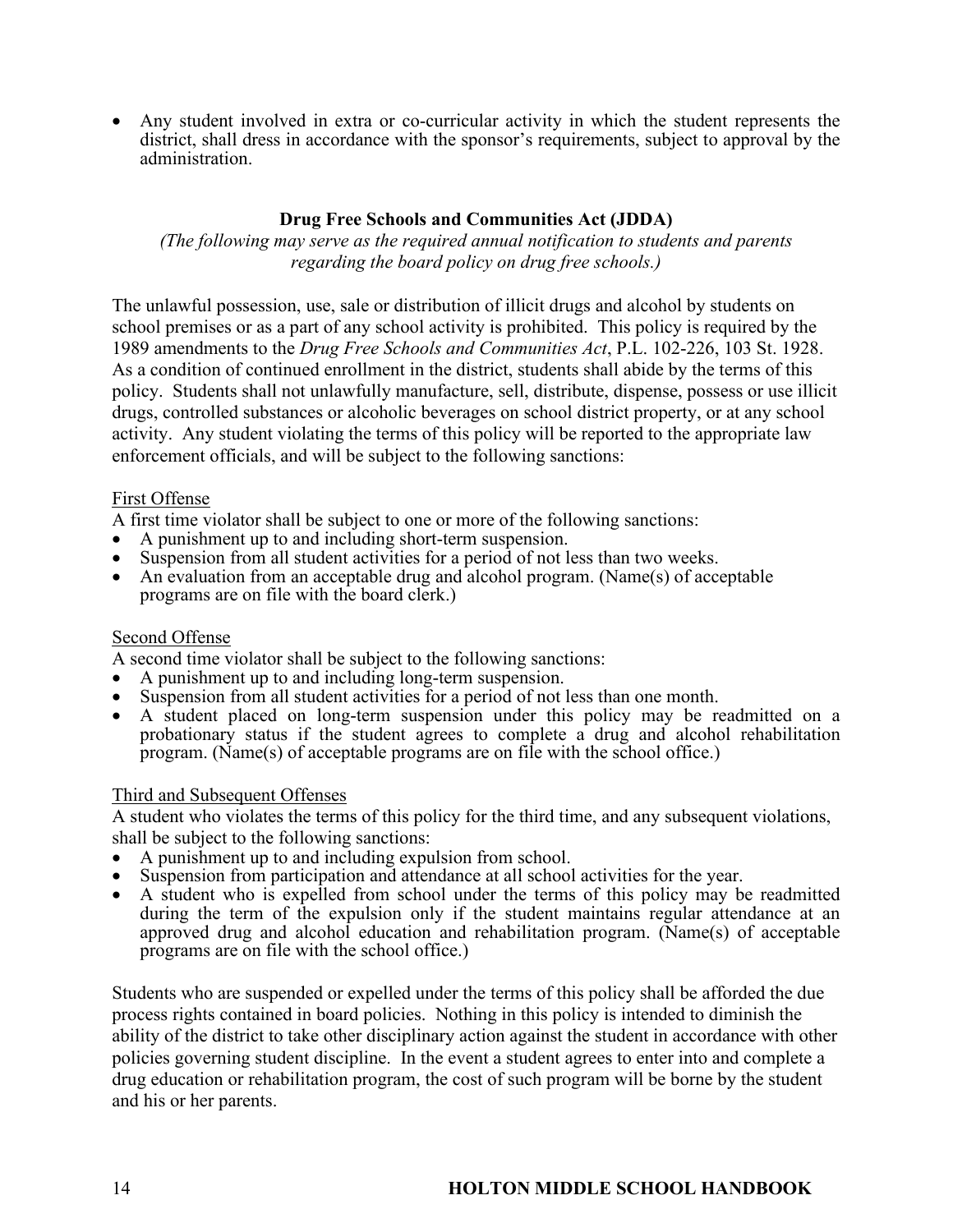- Any student involved in extra or co-curricular activity in which the student represents the district, shall dress in accordance with the sponsor's requirements, subject to approval by the administration.

## Drug Free Schools and Communities Act (JDDA)

*(The following may serve as the required annual notification to students and parents regarding the board policy on drug free schools.)*

The unlawful possession, use, sale or distribution of illicit drugs and alcohol by students on school premises or as a part of any school activity is prohibited. This policy is required by the 1989 amendments to the *Drug Free Schools and Communities Act*, P.L. 102-226, 103 St. 1928. As a condition of continued enrollment in the district, students shall abide by the terms of this policy. Students shall not unlawfully manufacture, sell, distribute, dispense, possess or use illicit drugs, controlled substances or alcoholic beverages on school district property, or at any school activity. Any student violating the terms of this policy will be reported to the appropriate law enforcement officials, and will be subject to the following sanctions:

First Offense

A first time violator shall be subject to one or more of the following sanctions:

- A punishment up to and including short-term suspension.
- Suspension from all student activities for a period of not less than two weeks.
- An evaluation from an acceptable drug and alcohol program. (Name(s) of acceptable programs are on file with the board clerk.)

Second Offense

A second time violator shall be subject to the following sanctions:

- A punishment up to and including long-term suspension.
- Suspension from all student activities for a period of not less than one month.
- A student placed on long-term suspension under this policy may be readmitted on a probationary status if the student agrees to complete a drug and alcohol rehabilitation program. (Name(s) of acceptable programs are on file with the school office.)

Third and Subsequent Offenses

A student who violates the terms of this policy for the third time, and any subsequent violations, shall be subject to the following sanctions:

- A punishment up to and including expulsion from school.
- Suspension from participation and attendance at all school activities for the year.
- A student who is expelled from school under the terms of this policy may be readmitted during the term of the expulsion only if the student maintains regular attendance at an approved drug and alcohol education and rehabilitation program. (Name(s) of acceptable programs are on file with the school office.)

Students who are suspended or expelled under the terms of this policy shall be afforded the due process rights contained in board policies. Nothing in this policy is intended to diminish the ability of the district to take other disciplinary action against the student in accordance with other policies governing student discipline. In the event a student agrees to enter into and complete a drug education or rehabilitation program, the cost of such program will be borne by the student and his or her parents.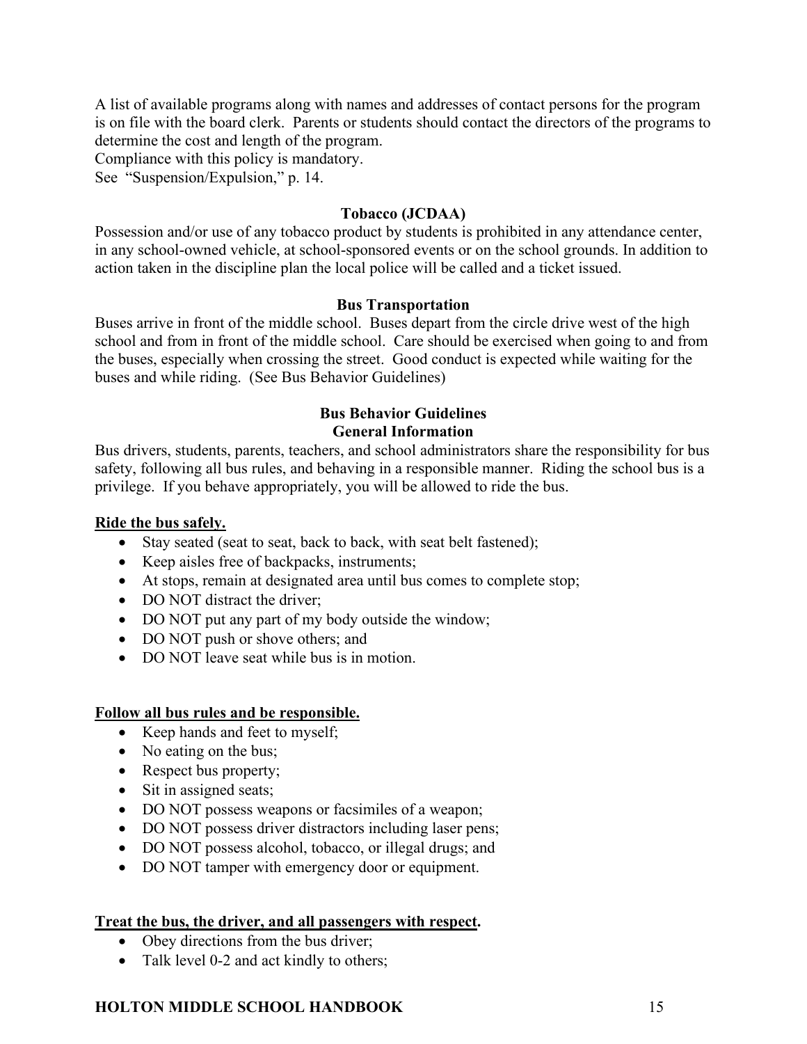A list of available programs along with names and addresses of contact persons for the program is on file with the board clerk. Parents or students should contact the directors of the programs to determine the cost and length of the program.
Compliance with this policy is mandatory.
See "Suspension/Expulsion," p. 14.

### Tobacco (JCDAA)

Possession and/or use of any tobacco product by students is prohibited in any attendance center, in any school-owned vehicle, at school-sponsored events or on the school grounds. In addition to action taken in the discipline plan the local police will be called and a ticket issued.

### Bus Transportation

Buses arrive in front of the middle school. Buses depart from the circle drive west of the high school and from in front of the middle school. Care should be exercised when going to and from the buses, especially when crossing the street. Good conduct is expected while waiting for the buses and while riding. (See Bus Behavior Guidelines)

### Bus Behavior Guidelines
### General Information

Bus drivers, students, parents, teachers, and school administrators share the responsibility for bus safety, following all bus rules, and behaving in a responsible manner. Riding the school bus is a privilege. If you behave appropriately, you will be allowed to ride the bus.

**Ride the bus safely.**

- Stay seated (seat to seat, back to back, with seat belt fastened);
- Keep aisles free of backpacks, instruments;
- At stops, remain at designated area until bus comes to complete stop;
- DO NOT distract the driver;
- DO NOT put any part of my body outside the window;
- DO NOT push or shove others; and
- DO NOT leave seat while bus is in motion.

**Follow all bus rules and be responsible.**

- Keep hands and feet to myself;
- No eating on the bus;
- Respect bus property;
- Sit in assigned seats;
- DO NOT possess weapons or facsimiles of a weapon;
- DO NOT possess driver distractors including laser pens;
- DO NOT possess alcohol, tobacco, or illegal drugs; and
- DO NOT tamper with emergency door or equipment.

**Treat the bus, the driver, and all passengers with respect.**

- Obey directions from the bus driver;
- Talk level 0-2 and act kindly to others;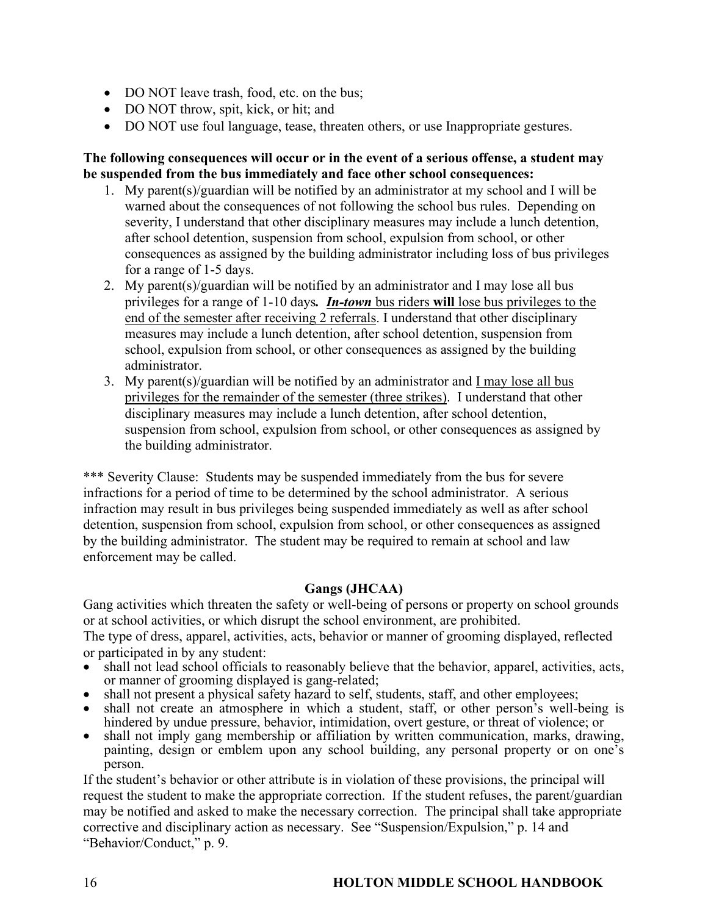- DO NOT leave trash, food, etc. on the bus;
- DO NOT throw, spit, kick, or hit; and
- DO NOT use foul language, tease, threaten others, or use Inappropriate gestures.

**The following consequences will occur or in the event of a serious offense, a student may be suspended from the bus immediately and face other school consequences:**

1. My parent(s)/guardian will be notified by an administrator at my school and I will be warned about the consequences of not following the school bus rules. Depending on severity, I understand that other disciplinary measures may include a lunch detention, after school detention, suspension from school, expulsion from school, or other consequences as assigned by the building administrator including loss of bus privileges for a range of 1-5 days.
2. My parent(s)/guardian will be notified by an administrator and I may lose all bus privileges for a range of 1-10 days**.** ***In-town*** bus riders **will** lose bus privileges to the end of the semester after receiving 2 referrals. I understand that other disciplinary measures may include a lunch detention, after school detention, suspension from school, expulsion from school, or other consequences as assigned by the building administrator.
3. My parent(s)/guardian will be notified by an administrator and I may lose all bus privileges for the remainder of the semester (three strikes). I understand that other disciplinary measures may include a lunch detention, after school detention, suspension from school, expulsion from school, or other consequences as assigned by the building administrator.

*** Severity Clause: Students may be suspended immediately from the bus for severe infractions for a period of time to be determined by the school administrator. A serious infraction may result in bus privileges being suspended immediately as well as after school detention, suspension from school, expulsion from school, or other consequences as assigned by the building administrator. The student may be required to remain at school and law enforcement may be called.

### Gangs (JHCAA)

Gang activities which threaten the safety or well-being of persons or property on school grounds or at school activities, or which disrupt the school environment, are prohibited.
The type of dress, apparel, activities, acts, behavior or manner of grooming displayed, reflected or participated in by any student:

- shall not lead school officials to reasonably believe that the behavior, apparel, activities, acts, or manner of grooming displayed is gang-related;
- shall not present a physical safety hazard to self, students, staff, and other employees;
- shall not create an atmosphere in which a student, staff, or other person's well-being is hindered by undue pressure, behavior, intimidation, overt gesture, or threat of violence; or
- shall not imply gang membership or affiliation by written communication, marks, drawing, painting, design or emblem upon any school building, any personal property or on one's person.

If the student's behavior or other attribute is in violation of these provisions, the principal will request the student to make the appropriate correction. If the student refuses, the parent/guardian may be notified and asked to make the necessary correction. The principal shall take appropriate corrective and disciplinary action as necessary. See "Suspension/Expulsion," p. 14 and "Behavior/Conduct," p. 9.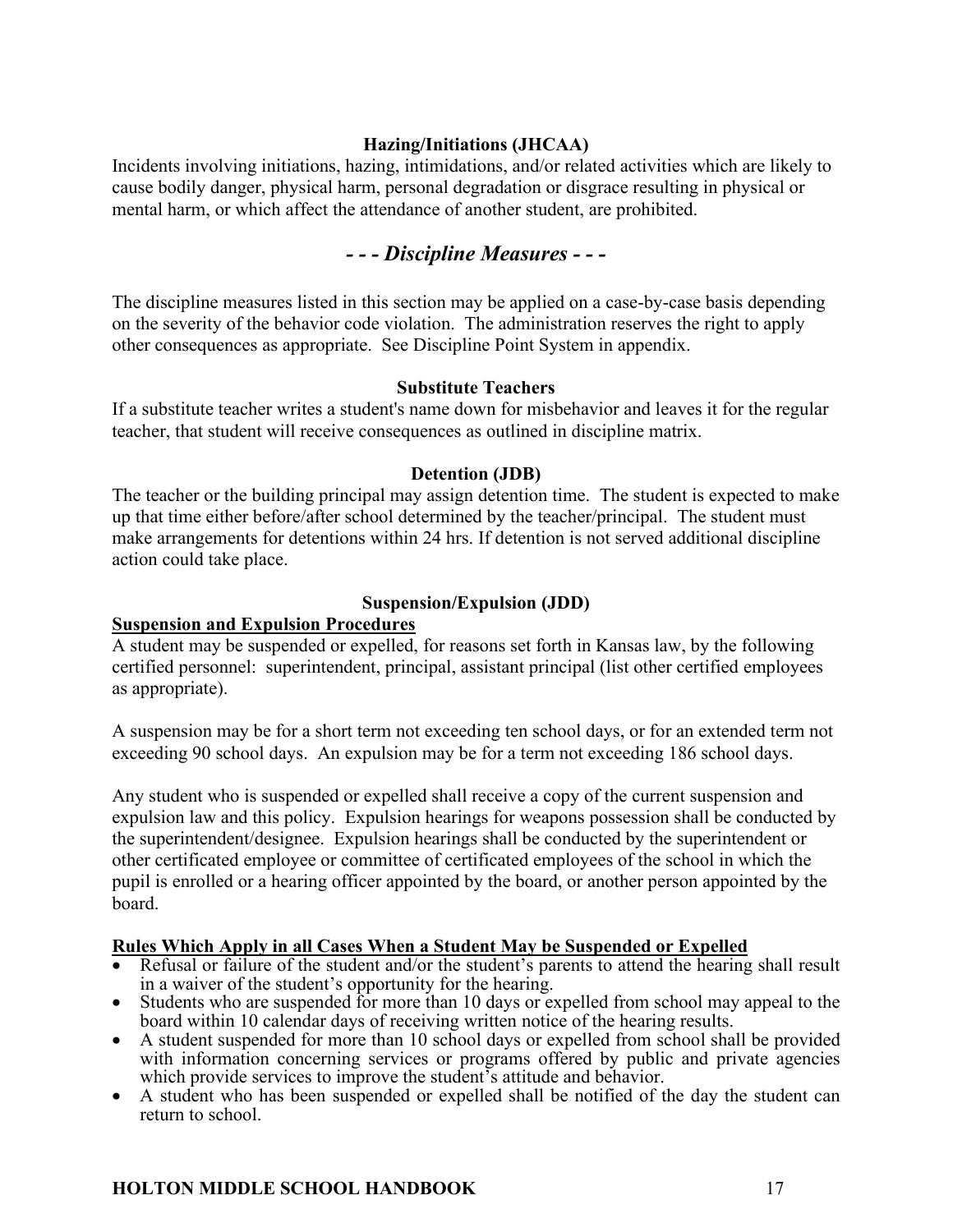### Hazing/Initiations (JHCAA)

Incidents involving initiations, hazing, intimidations, and/or related activities which are likely to cause bodily danger, physical harm, personal degradation or disgrace resulting in physical or mental harm, or which affect the attendance of another student, are prohibited.

## *- - - Discipline Measures - - -*

The discipline measures listed in this section may be applied on a case-by-case basis depending on the severity of the behavior code violation. The administration reserves the right to apply other consequences as appropriate. See Discipline Point System in appendix.

### Substitute Teachers

If a substitute teacher writes a student's name down for misbehavior and leaves it for the regular teacher, that student will receive consequences as outlined in discipline matrix.

### Detention (JDB)

The teacher or the building principal may assign detention time. The student is expected to make up that time either before/after school determined by the teacher/principal. The student must make arrangements for detentions within 24 hrs. If detention is not served additional discipline action could take place.

### Suspension/Expulsion (JDD)

**Suspension and Expulsion Procedures**

A student may be suspended or expelled, for reasons set forth in Kansas law, by the following certified personnel: superintendent, principal, assistant principal (list other certified employees as appropriate).

A suspension may be for a short term not exceeding ten school days, or for an extended term not exceeding 90 school days. An expulsion may be for a term not exceeding 186 school days.

Any student who is suspended or expelled shall receive a copy of the current suspension and expulsion law and this policy. Expulsion hearings for weapons possession shall be conducted by the superintendent/designee. Expulsion hearings shall be conducted by the superintendent or other certificated employee or committee of certificated employees of the school in which the pupil is enrolled or a hearing officer appointed by the board, or another person appointed by the board.

**Rules Which Apply in all Cases When a Student May be Suspended or Expelled**

- Refusal or failure of the student and/or the student's parents to attend the hearing shall result in a waiver of the student's opportunity for the hearing.
- Students who are suspended for more than 10 days or expelled from school may appeal to the board within 10 calendar days of receiving written notice of the hearing results.
- A student suspended for more than 10 school days or expelled from school shall be provided with information concerning services or programs offered by public and private agencies which provide services to improve the student's attitude and behavior.
- A student who has been suspended or expelled shall be notified of the day the student can return to school.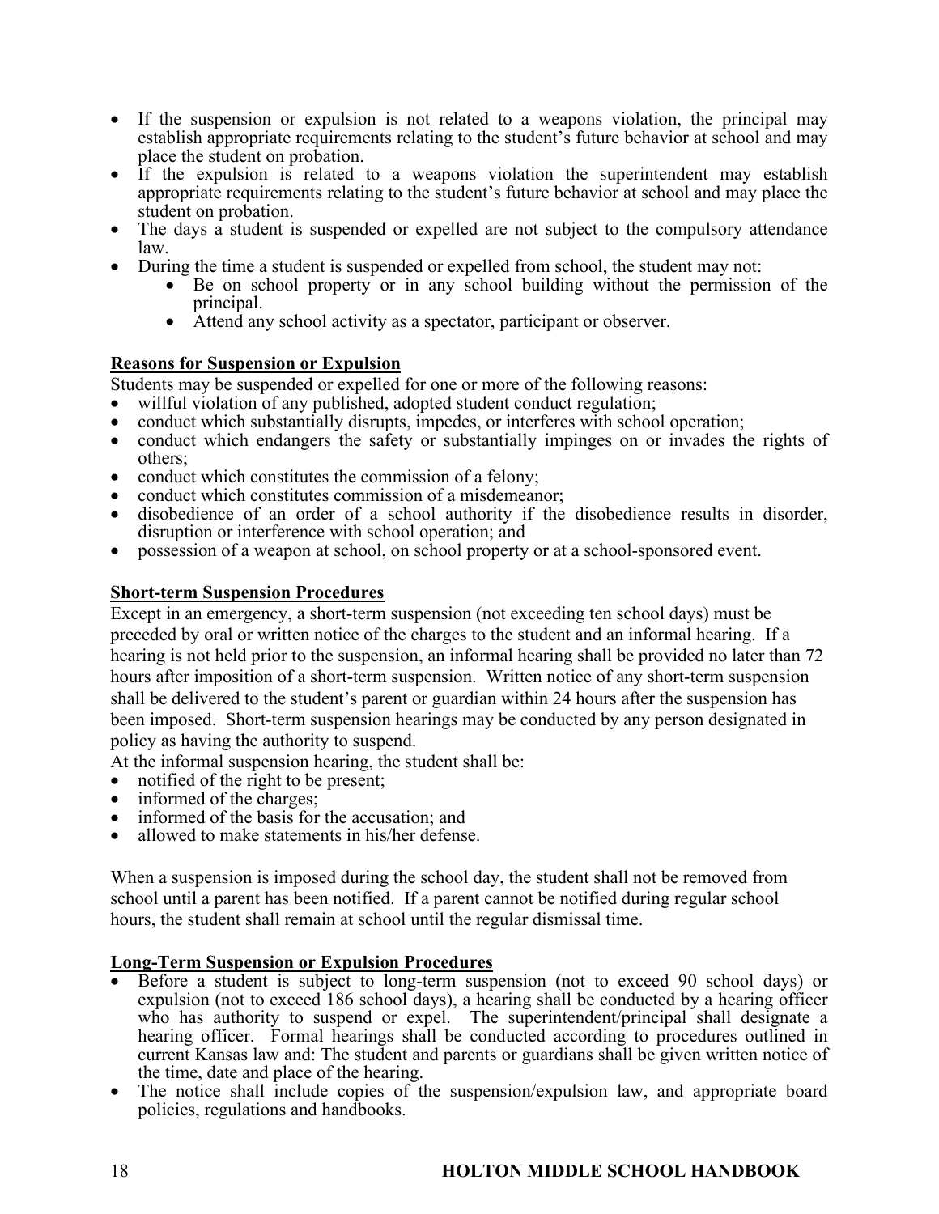- If the suspension or expulsion is not related to a weapons violation, the principal may establish appropriate requirements relating to the student's future behavior at school and may place the student on probation.
- If the expulsion is related to a weapons violation the superintendent may establish appropriate requirements relating to the student's future behavior at school and may place the student on probation.
- The days a student is suspended or expelled are not subject to the compulsory attendance law.
- During the time a student is suspended or expelled from school, the student may not:
  - Be on school property or in any school building without the permission of the principal.
  - Attend any school activity as a spectator, participant or observer.

**Reasons for Suspension or Expulsion**

Students may be suspended or expelled for one or more of the following reasons:

- willful violation of any published, adopted student conduct regulation;
- conduct which substantially disrupts, impedes, or interferes with school operation;
- conduct which endangers the safety or substantially impinges on or invades the rights of others;
- conduct which constitutes the commission of a felony;
- conduct which constitutes commission of a misdemeanor;
- disobedience of an order of a school authority if the disobedience results in disorder, disruption or interference with school operation; and
- possession of a weapon at school, on school property or at a school-sponsored event.

**Short-term Suspension Procedures**

Except in an emergency, a short-term suspension (not exceeding ten school days) must be preceded by oral or written notice of the charges to the student and an informal hearing. If a hearing is not held prior to the suspension, an informal hearing shall be provided no later than 72 hours after imposition of a short-term suspension. Written notice of any short-term suspension shall be delivered to the student's parent or guardian within 24 hours after the suspension has been imposed. Short-term suspension hearings may be conducted by any person designated in policy as having the authority to suspend.

At the informal suspension hearing, the student shall be:

- notified of the right to be present;
- informed of the charges;
- informed of the basis for the accusation; and
- allowed to make statements in his/her defense.

When a suspension is imposed during the school day, the student shall not be removed from school until a parent has been notified. If a parent cannot be notified during regular school hours, the student shall remain at school until the regular dismissal time.

**Long-Term Suspension or Expulsion Procedures**

- Before a student is subject to long-term suspension (not to exceed 90 school days) or expulsion (not to exceed 186 school days), a hearing shall be conducted by a hearing officer who has authority to suspend or expel. The superintendent/principal shall designate a hearing officer. Formal hearings shall be conducted according to procedures outlined in current Kansas law and: The student and parents or guardians shall be given written notice of the time, date and place of the hearing.
- The notice shall include copies of the suspension/expulsion law, and appropriate board policies, regulations and handbooks.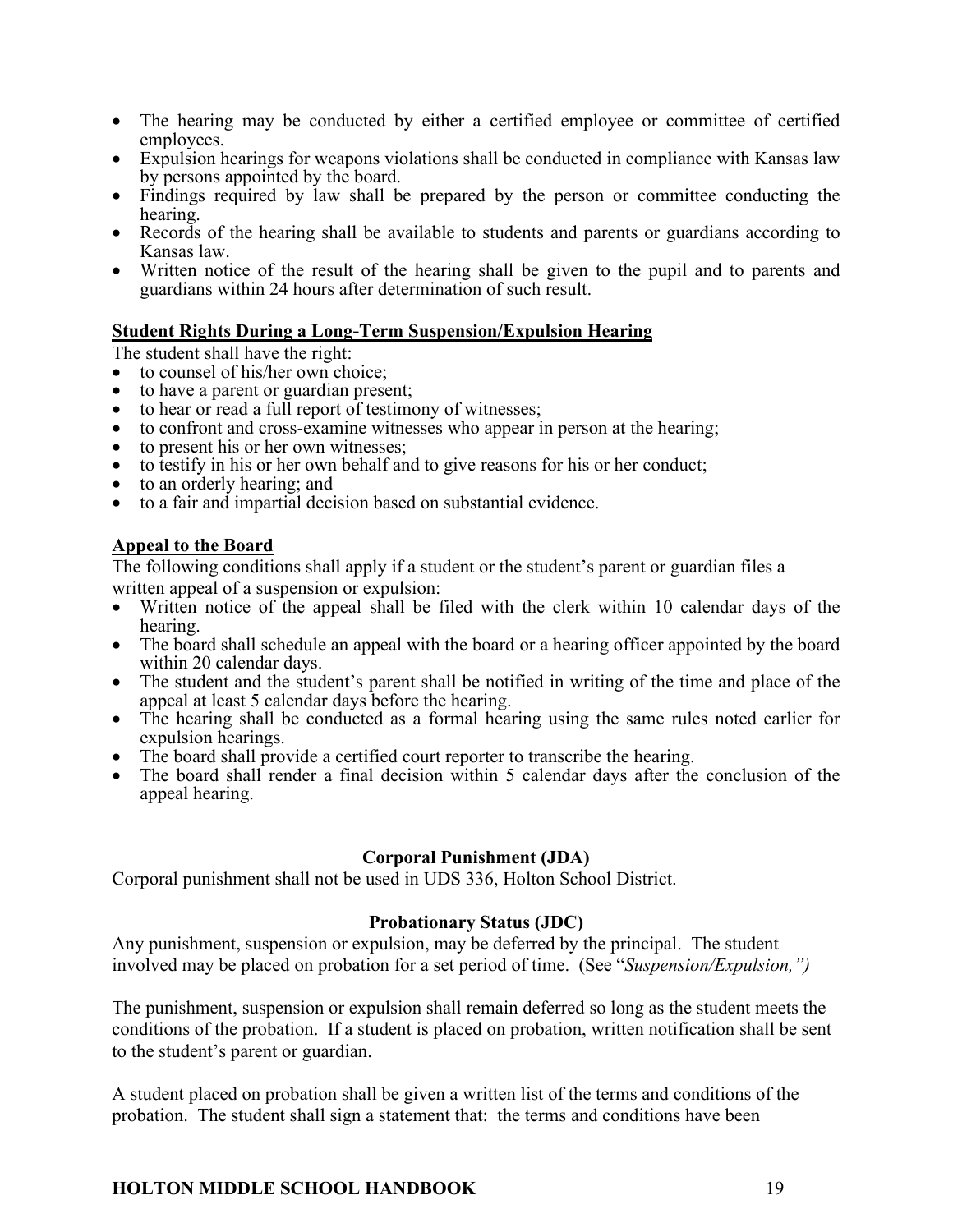- The hearing may be conducted by either a certified employee or committee of certified employees.
- Expulsion hearings for weapons violations shall be conducted in compliance with Kansas law by persons appointed by the board.
- Findings required by law shall be prepared by the person or committee conducting the hearing.
- Records of the hearing shall be available to students and parents or guardians according to Kansas law.
- Written notice of the result of the hearing shall be given to the pupil and to parents and guardians within 24 hours after determination of such result.

**Student Rights During a Long-Term Suspension/Expulsion Hearing**

The student shall have the right:

- to counsel of his/her own choice;
- to have a parent or guardian present;
- to hear or read a full report of testimony of witnesses;
- to confront and cross-examine witnesses who appear in person at the hearing;
- to present his or her own witnesses;
- to testify in his or her own behalf and to give reasons for his or her conduct;
- to an orderly hearing; and
- to a fair and impartial decision based on substantial evidence.

**Appeal to the Board**

The following conditions shall apply if a student or the student's parent or guardian files a written appeal of a suspension or expulsion:

- Written notice of the appeal shall be filed with the clerk within 10 calendar days of the hearing.
- The board shall schedule an appeal with the board or a hearing officer appointed by the board within 20 calendar days.
- The student and the student's parent shall be notified in writing of the time and place of the appeal at least 5 calendar days before the hearing.
- The hearing shall be conducted as a formal hearing using the same rules noted earlier for expulsion hearings.
- The board shall provide a certified court reporter to transcribe the hearing.
- The board shall render a final decision within 5 calendar days after the conclusion of the appeal hearing.

## Corporal Punishment (JDA)

Corporal punishment shall not be used in UDS 336, Holton School District.

## Probationary Status (JDC)

Any punishment, suspension or expulsion, may be deferred by the principal. The student involved may be placed on probation for a set period of time. (See "*Suspension/Expulsion,")*

The punishment, suspension or expulsion shall remain deferred so long as the student meets the conditions of the probation. If a student is placed on probation, written notification shall be sent to the student's parent or guardian.

A student placed on probation shall be given a written list of the terms and conditions of the probation. The student shall sign a statement that: the terms and conditions have been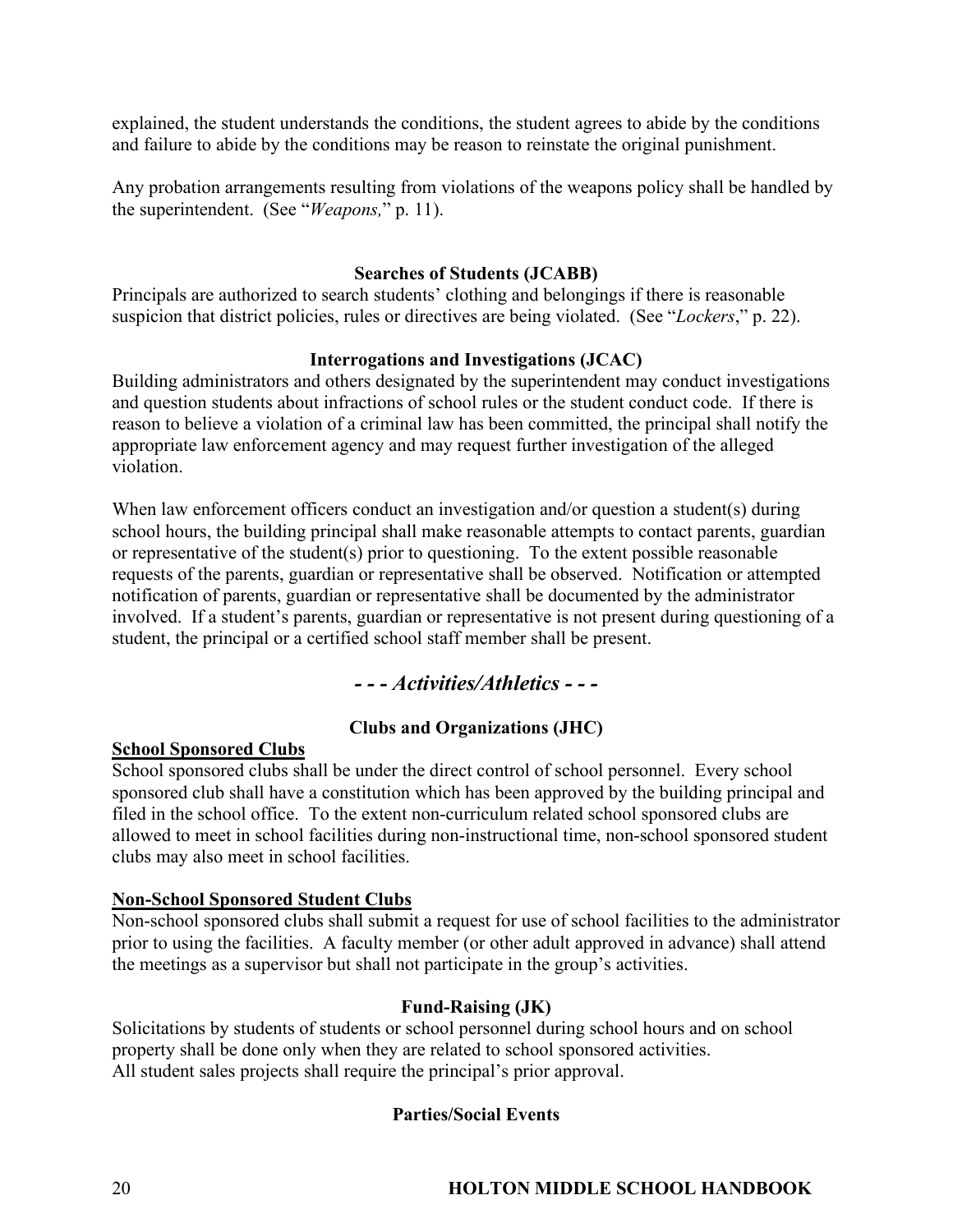explained, the student understands the conditions, the student agrees to abide by the conditions and failure to abide by the conditions may be reason to reinstate the original punishment.

Any probation arrangements resulting from violations of the weapons policy shall be handled by the superintendent. (See "*Weapons,*" p. 11).

### Searches of Students (JCABB)

Principals are authorized to search students' clothing and belongings if there is reasonable suspicion that district policies, rules or directives are being violated. (See "*Lockers*," p. 22).

### Interrogations and Investigations (JCAC)

Building administrators and others designated by the superintendent may conduct investigations and question students about infractions of school rules or the student conduct code. If there is reason to believe a violation of a criminal law has been committed, the principal shall notify the appropriate law enforcement agency and may request further investigation of the alleged violation.

When law enforcement officers conduct an investigation and/or question a student(s) during school hours, the building principal shall make reasonable attempts to contact parents, guardian or representative of the student(s) prior to questioning. To the extent possible reasonable requests of the parents, guardian or representative shall be observed. Notification or attempted notification of parents, guardian or representative shall be documented by the administrator involved. If a student's parents, guardian or representative is not present during questioning of a student, the principal or a certified school staff member shall be present.

## *- - - Activities/Athletics - - -*

### Clubs and Organizations (JHC)

**School Sponsored Clubs**

School sponsored clubs shall be under the direct control of school personnel. Every school sponsored club shall have a constitution which has been approved by the building principal and filed in the school office. To the extent non-curriculum related school sponsored clubs are allowed to meet in school facilities during non-instructional time, non-school sponsored student clubs may also meet in school facilities.

**Non-School Sponsored Student Clubs**

Non-school sponsored clubs shall submit a request for use of school facilities to the administrator prior to using the facilities. A faculty member (or other adult approved in advance) shall attend the meetings as a supervisor but shall not participate in the group's activities.

### Fund-Raising (JK)

Solicitations by students of students or school personnel during school hours and on school property shall be done only when they are related to school sponsored activities.
All student sales projects shall require the principal's prior approval.

### Parties/Social Events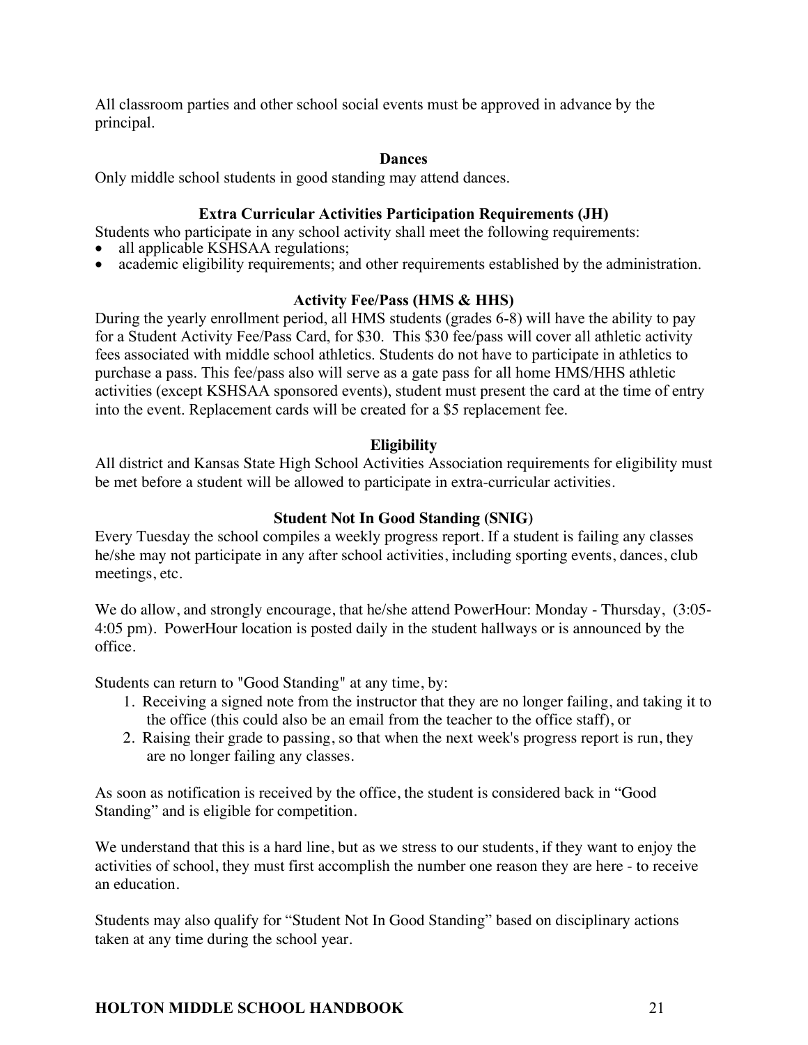All classroom parties and other school social events must be approved in advance by the principal.

### Dances

Only middle school students in good standing may attend dances.

### Extra Curricular Activities Participation Requirements (JH)

Students who participate in any school activity shall meet the following requirements:

- all applicable KSHSAA regulations;
- academic eligibility requirements; and other requirements established by the administration.

### Activity Fee/Pass (HMS & HHS)

During the yearly enrollment period, all HMS students (grades 6-8) will have the ability to pay for a Student Activity Fee/Pass Card, for $30. This $30 fee/pass will cover all athletic activity fees associated with middle school athletics. Students do not have to participate in athletics to purchase a pass. This fee/pass also will serve as a gate pass for all home HMS/HHS athletic activities (except KSHSAA sponsored events), student must present the card at the time of entry into the event. Replacement cards will be created for a $5 replacement fee.

### Eligibility

All district and Kansas State High School Activities Association requirements for eligibility must be met before a student will be allowed to participate in extra-curricular activities.

### Student Not In Good Standing (SNIG)

Every Tuesday the school compiles a weekly progress report. If a student is failing any classes he/she may not participate in any after school activities, including sporting events, dances, club meetings, etc.

We do allow, and strongly encourage, that he/she attend PowerHour: Monday - Thursday, (3:05-4:05 pm). PowerHour location is posted daily in the student hallways or is announced by the office.

Students can return to "Good Standing" at any time, by:

1. Receiving a signed note from the instructor that they are no longer failing, and taking it to the office (this could also be an email from the teacher to the office staff), or
2. Raising their grade to passing, so that when the next week's progress report is run, they are no longer failing any classes.

As soon as notification is received by the office, the student is considered back in "Good Standing" and is eligible for competition.

We understand that this is a hard line, but as we stress to our students, if they want to enjoy the activities of school, they must first accomplish the number one reason they are here - to receive an education.

Students may also qualify for "Student Not In Good Standing" based on disciplinary actions taken at any time during the school year.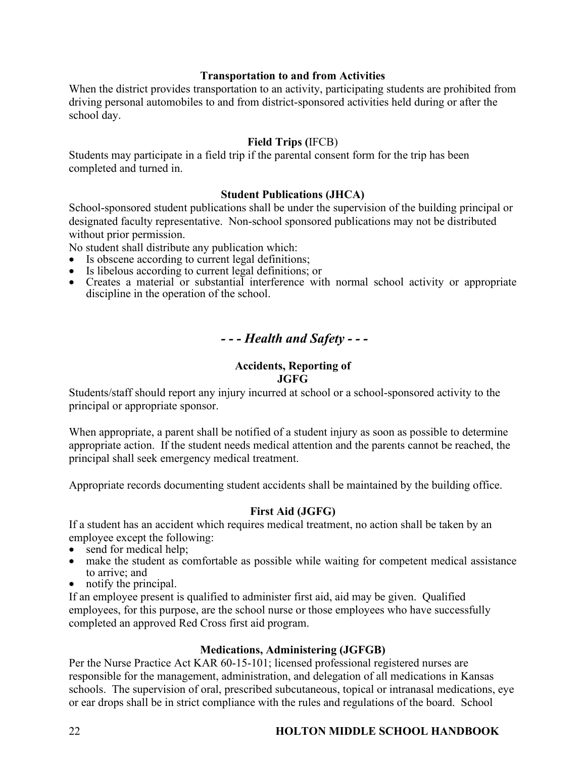### Transportation to and from Activities

When the district provides transportation to an activity, participating students are prohibited from driving personal automobiles to and from district-sponsored activities held during or after the school day.

### Field Trips (IFCB)

Students may participate in a field trip if the parental consent form for the trip has been completed and turned in.

### Student Publications (JHCA)

School-sponsored student publications shall be under the supervision of the building principal or designated faculty representative. Non-school sponsored publications may not be distributed without prior permission.

No student shall distribute any publication which:

- Is obscene according to current legal definitions;
- Is libelous according to current legal definitions; or
- Creates a material or substantial interference with normal school activity or appropriate discipline in the operation of the school.

## *- - - Health and Safety - - -*

### Accidents, Reporting of JGFG

Students/staff should report any injury incurred at school or a school-sponsored activity to the principal or appropriate sponsor.

When appropriate, a parent shall be notified of a student injury as soon as possible to determine appropriate action. If the student needs medical attention and the parents cannot be reached, the principal shall seek emergency medical treatment.

Appropriate records documenting student accidents shall be maintained by the building office.

### First Aid (JGFG)

If a student has an accident which requires medical treatment, no action shall be taken by an employee except the following:

- send for medical help;
- make the student as comfortable as possible while waiting for competent medical assistance to arrive; and
- notify the principal.

If an employee present is qualified to administer first aid, aid may be given. Qualified employees, for this purpose, are the school nurse or those employees who have successfully completed an approved Red Cross first aid program.

### Medications, Administering (JGFGB)

Per the Nurse Practice Act KAR 60-15-101; licensed professional registered nurses are responsible for the management, administration, and delegation of all medications in Kansas schools. The supervision of oral, prescribed subcutaneous, topical or intranasal medications, eye or ear drops shall be in strict compliance with the rules and regulations of the board. School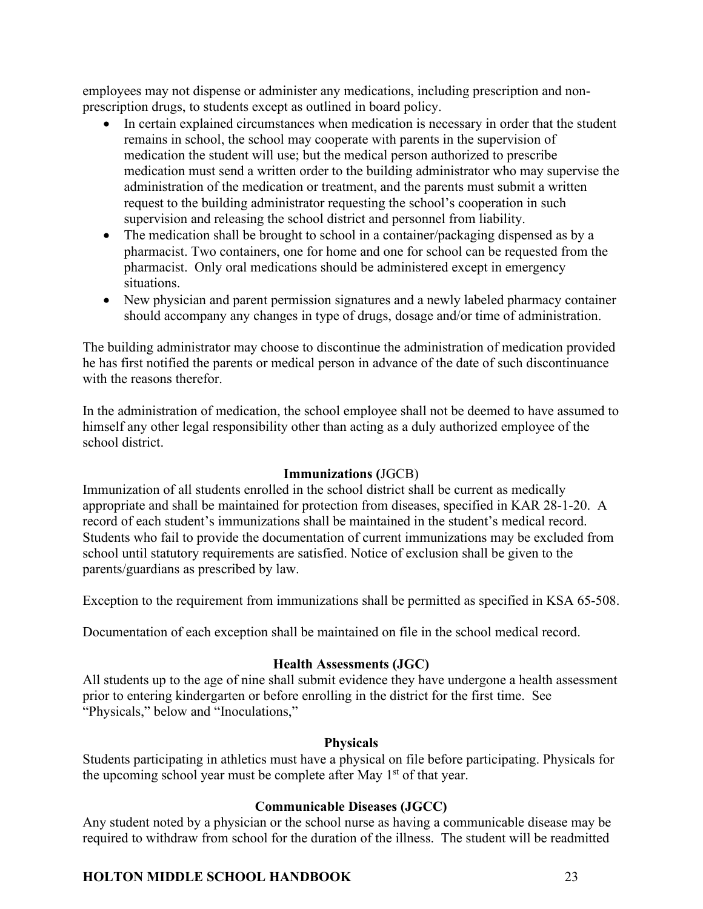employees may not dispense or administer any medications, including prescription and non-prescription drugs, to students except as outlined in board policy.

- In certain explained circumstances when medication is necessary in order that the student remains in school, the school may cooperate with parents in the supervision of medication the student will use; but the medical person authorized to prescribe medication must send a written order to the building administrator who may supervise the administration of the medication or treatment, and the parents must submit a written request to the building administrator requesting the school's cooperation in such supervision and releasing the school district and personnel from liability.
- The medication shall be brought to school in a container/packaging dispensed as by a pharmacist. Two containers, one for home and one for school can be requested from the pharmacist. Only oral medications should be administered except in emergency situations.
- New physician and parent permission signatures and a newly labeled pharmacy container should accompany any changes in type of drugs, dosage and/or time of administration.

The building administrator may choose to discontinue the administration of medication provided he has first notified the parents or medical person in advance of the date of such discontinuance with the reasons therefor.

In the administration of medication, the school employee shall not be deemed to have assumed to himself any other legal responsibility other than acting as a duly authorized employee of the school district.

**Immunizations (**JGCB)

Immunization of all students enrolled in the school district shall be current as medically appropriate and shall be maintained for protection from diseases, specified in KAR 28-1-20. A record of each student's immunizations shall be maintained in the student's medical record. Students who fail to provide the documentation of current immunizations may be excluded from school until statutory requirements are satisfied. Notice of exclusion shall be given to the parents/guardians as prescribed by law.

Exception to the requirement from immunizations shall be permitted as specified in KSA 65-508.

Documentation of each exception shall be maintained on file in the school medical record.

**Health Assessments (JGC)**

All students up to the age of nine shall submit evidence they have undergone a health assessment prior to entering kindergarten or before enrolling in the district for the first time. See "Physicals," below and "Inoculations,"

**Physicals**

Students participating in athletics must have a physical on file before participating. Physicals for the upcoming school year must be complete after May 1st of that year.

**Communicable Diseases (JGCC)**

Any student noted by a physician or the school nurse as having a communicable disease may be required to withdraw from school for the duration of the illness. The student will be readmitted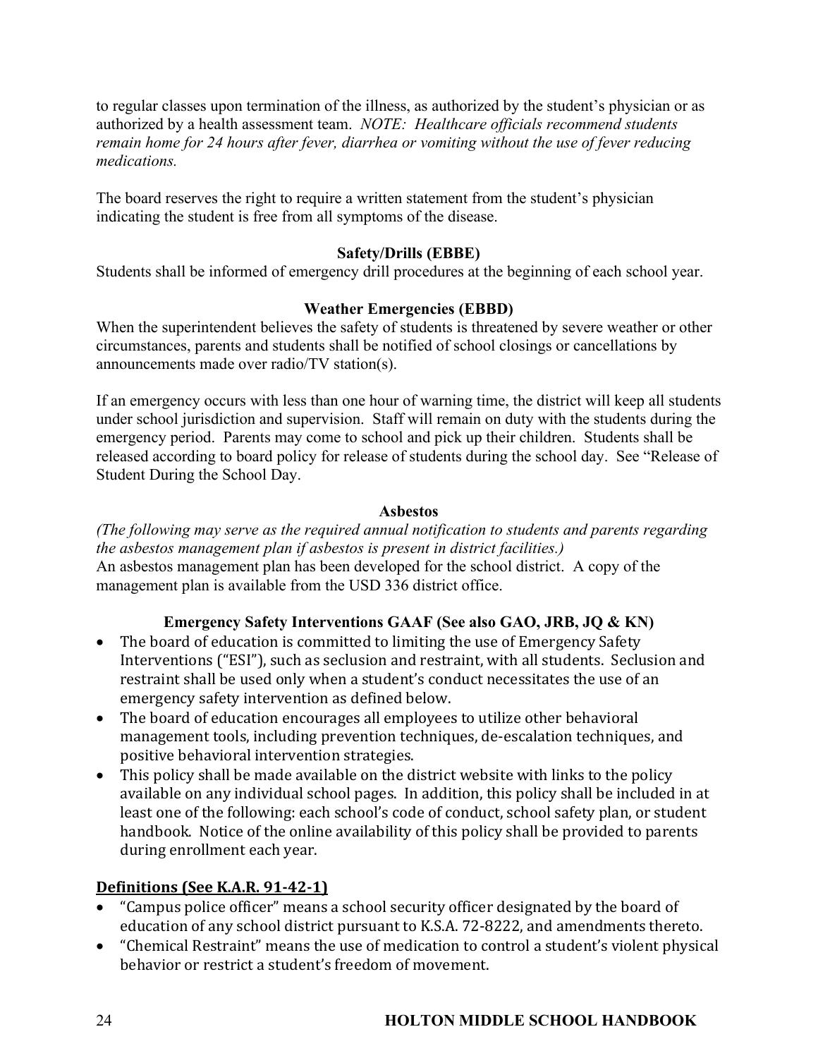to regular classes upon termination of the illness, as authorized by the student's physician or as authorized by a health assessment team. *NOTE: Healthcare officials recommend students remain home for 24 hours after fever, diarrhea or vomiting without the use of fever reducing medications.*

The board reserves the right to require a written statement from the student's physician indicating the student is free from all symptoms of the disease.

**Safety/Drills (EBBE)**

Students shall be informed of emergency drill procedures at the beginning of each school year.

**Weather Emergencies (EBBD)**

When the superintendent believes the safety of students is threatened by severe weather or other circumstances, parents and students shall be notified of school closings or cancellations by announcements made over radio/TV station(s).

If an emergency occurs with less than one hour of warning time, the district will keep all students under school jurisdiction and supervision. Staff will remain on duty with the students during the emergency period. Parents may come to school and pick up their children. Students shall be released according to board policy for release of students during the school day. See "Release of Student During the School Day.

**Asbestos**

*(The following may serve as the required annual notification to students and parents regarding the asbestos management plan if asbestos is present in district facilities.)*
An asbestos management plan has been developed for the school district. A copy of the management plan is available from the USD 336 district office.

**Emergency Safety Interventions GAAF (See also GAO, JRB, JQ & KN)**

- The board of education is committed to limiting the use of Emergency Safety Interventions ("ESI"), such as seclusion and restraint, with all students. Seclusion and restraint shall be used only when a student's conduct necessitates the use of an emergency safety intervention as defined below.
- The board of education encourages all employees to utilize other behavioral management tools, including prevention techniques, de-escalation techniques, and positive behavioral intervention strategies.
- This policy shall be made available on the district website with links to the policy available on any individual school pages. In addition, this policy shall be included in at least one of the following: each school's code of conduct, school safety plan, or student handbook. Notice of the online availability of this policy shall be provided to parents during enrollment each year.

## Definitions (See K.A.R. 91-42-1)

- "Campus police officer" means a school security officer designated by the board of education of any school district pursuant to K.S.A. 72-8222, and amendments thereto.
- "Chemical Restraint" means the use of medication to control a student's violent physical behavior or restrict a student's freedom of movement.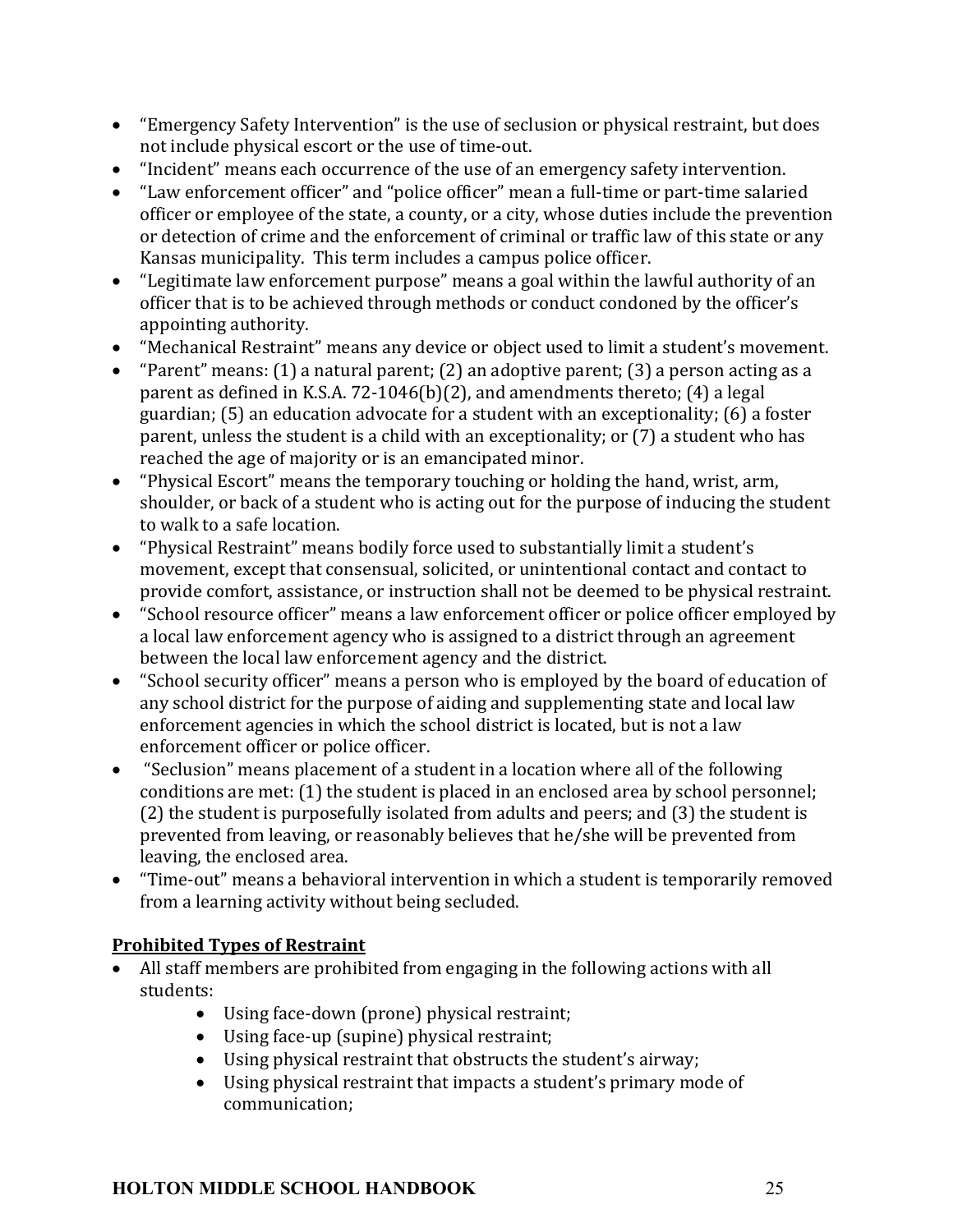- "Emergency Safety Intervention" is the use of seclusion or physical restraint, but does not include physical escort or the use of time-out.
- "Incident" means each occurrence of the use of an emergency safety intervention.
- "Law enforcement officer" and "police officer" mean a full-time or part-time salaried officer or employee of the state, a county, or a city, whose duties include the prevention or detection of crime and the enforcement of criminal or traffic law of this state or any Kansas municipality. This term includes a campus police officer.
- "Legitimate law enforcement purpose" means a goal within the lawful authority of an officer that is to be achieved through methods or conduct condoned by the officer's appointing authority.
- "Mechanical Restraint" means any device or object used to limit a student's movement.
- "Parent" means: (1) a natural parent; (2) an adoptive parent; (3) a person acting as a parent as defined in K.S.A. 72-1046(b)(2), and amendments thereto; (4) a legal guardian; (5) an education advocate for a student with an exceptionality; (6) a foster parent, unless the student is a child with an exceptionality; or (7) a student who has reached the age of majority or is an emancipated minor.
- "Physical Escort" means the temporary touching or holding the hand, wrist, arm, shoulder, or back of a student who is acting out for the purpose of inducing the student to walk to a safe location.
- "Physical Restraint" means bodily force used to substantially limit a student's movement, except that consensual, solicited, or unintentional contact and contact to provide comfort, assistance, or instruction shall not be deemed to be physical restraint.
- "School resource officer" means a law enforcement officer or police officer employed by a local law enforcement agency who is assigned to a district through an agreement between the local law enforcement agency and the district.
- "School security officer" means a person who is employed by the board of education of any school district for the purpose of aiding and supplementing state and local law enforcement agencies in which the school district is located, but is not a law enforcement officer or police officer.
- "Seclusion" means placement of a student in a location where all of the following conditions are met: (1) the student is placed in an enclosed area by school personnel; (2) the student is purposefully isolated from adults and peers; and (3) the student is prevented from leaving, or reasonably believes that he/she will be prevented from leaving, the enclosed area.
- "Time-out" means a behavioral intervention in which a student is temporarily removed from a learning activity without being secluded.

## Prohibited Types of Restraint

- All staff members are prohibited from engaging in the following actions with all students:
    - Using face-down (prone) physical restraint;
    - Using face-up (supine) physical restraint;
    - Using physical restraint that obstructs the student's airway;
    - Using physical restraint that impacts a student's primary mode of communication;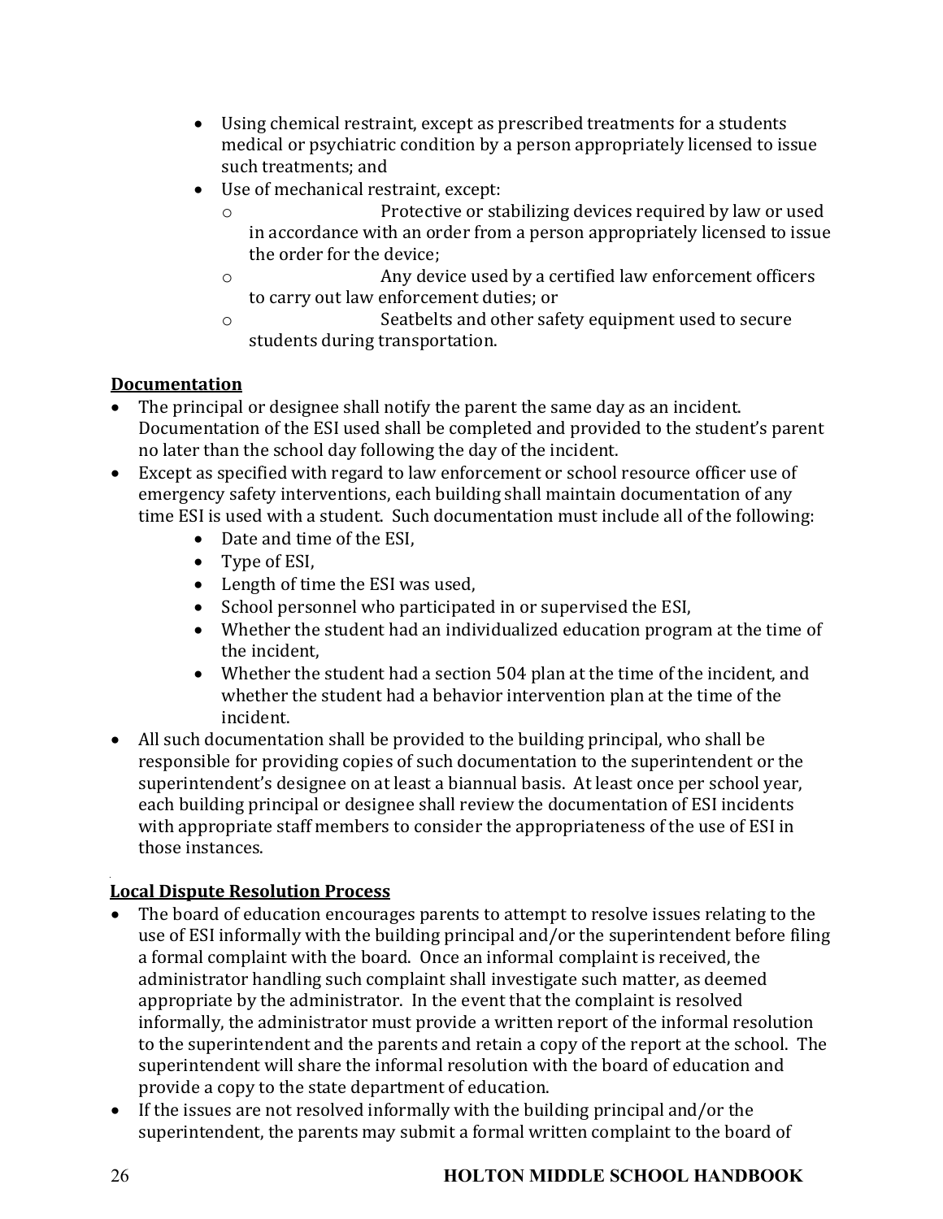- Using chemical restraint, except as prescribed treatments for a students medical or psychiatric condition by a person appropriately licensed to issue such treatments; and
- Use of mechanical restraint, except:
  - Protective or stabilizing devices required by law or used in accordance with an order from a person appropriately licensed to issue the order for the device;
  - Any device used by a certified law enforcement officers to carry out law enforcement duties; or
  - Seatbelts and other safety equipment used to secure students during transportation.

**Documentation**

- The principal or designee shall notify the parent the same day as an incident. Documentation of the ESI used shall be completed and provided to the student's parent no later than the school day following the day of the incident.
- Except as specified with regard to law enforcement or school resource officer use of emergency safety interventions, each building shall maintain documentation of any time ESI is used with a student. Such documentation must include all of the following:
  - Date and time of the ESI,
  - Type of ESI,
  - Length of time the ESI was used,
  - School personnel who participated in or supervised the ESI,
  - Whether the student had an individualized education program at the time of the incident,
  - Whether the student had a section 504 plan at the time of the incident, and whether the student had a behavior intervention plan at the time of the incident.
- All such documentation shall be provided to the building principal, who shall be responsible for providing copies of such documentation to the superintendent or the superintendent's designee on at least a biannual basis. At least once per school year, each building principal or designee shall review the documentation of ESI incidents with appropriate staff members to consider the appropriateness of the use of ESI in those instances.

**Local Dispute Resolution Process**

- The board of education encourages parents to attempt to resolve issues relating to the use of ESI informally with the building principal and/or the superintendent before filing a formal complaint with the board. Once an informal complaint is received, the administrator handling such complaint shall investigate such matter, as deemed appropriate by the administrator. In the event that the complaint is resolved informally, the administrator must provide a written report of the informal resolution to the superintendent and the parents and retain a copy of the report at the school. The superintendent will share the informal resolution with the board of education and provide a copy to the state department of education.
- If the issues are not resolved informally with the building principal and/or the superintendent, the parents may submit a formal written complaint to the board of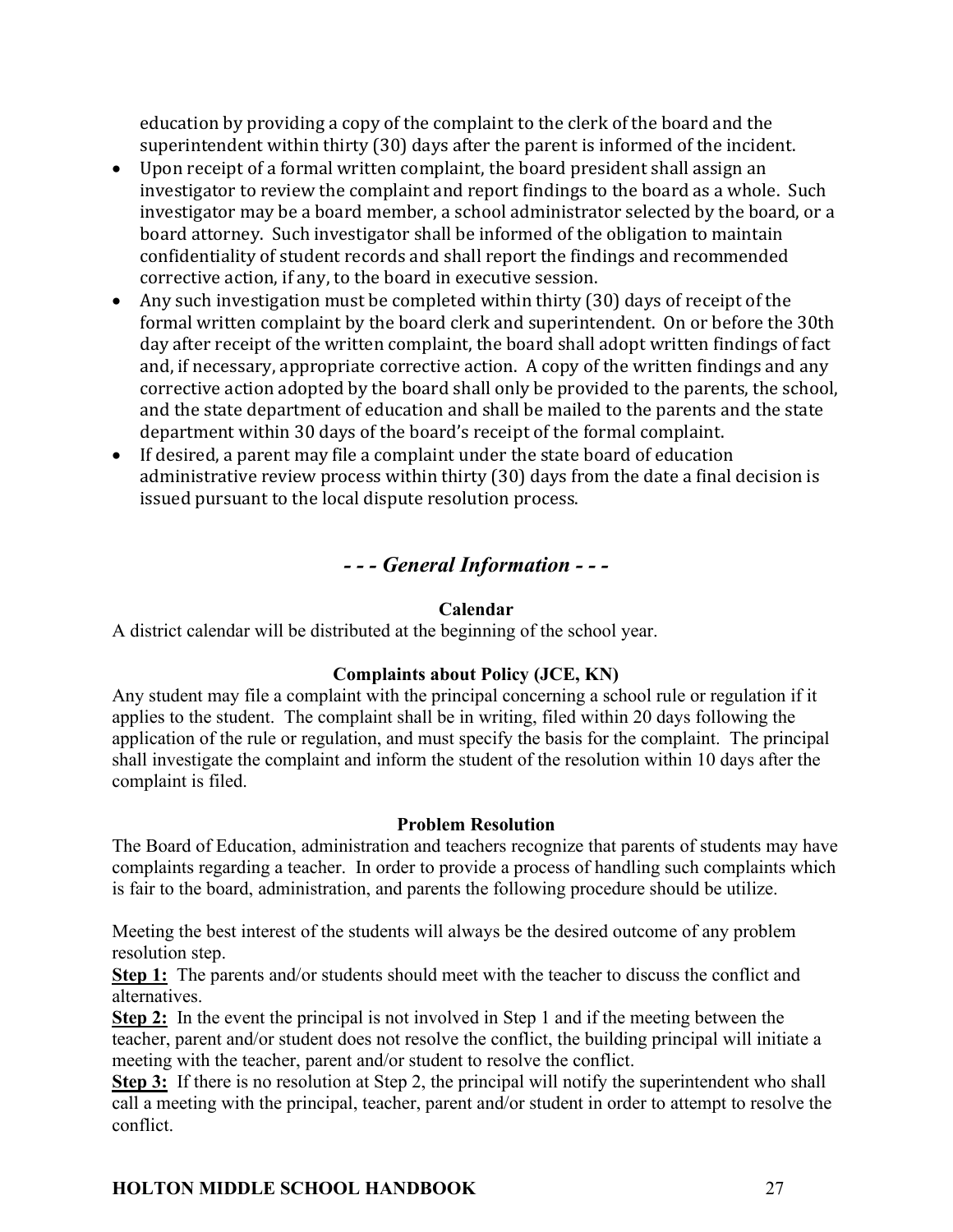education by providing a copy of the complaint to the clerk of the board and the superintendent within thirty (30) days after the parent is informed of the incident.

- Upon receipt of a formal written complaint, the board president shall assign an investigator to review the complaint and report findings to the board as a whole. Such investigator may be a board member, a school administrator selected by the board, or a board attorney. Such investigator shall be informed of the obligation to maintain confidentiality of student records and shall report the findings and recommended corrective action, if any, to the board in executive session.
- Any such investigation must be completed within thirty (30) days of receipt of the formal written complaint by the board clerk and superintendent. On or before the 30th day after receipt of the written complaint, the board shall adopt written findings of fact and, if necessary, appropriate corrective action. A copy of the written findings and any corrective action adopted by the board shall only be provided to the parents, the school, and the state department of education and shall be mailed to the parents and the state department within 30 days of the board's receipt of the formal complaint.
- If desired, a parent may file a complaint under the state board of education administrative review process within thirty (30) days from the date a final decision is issued pursuant to the local dispute resolution process.

## *- - - General Information - - -*

### Calendar

A district calendar will be distributed at the beginning of the school year.

### Complaints about Policy (JCE, KN)

Any student may file a complaint with the principal concerning a school rule or regulation if it applies to the student. The complaint shall be in writing, filed within 20 days following the application of the rule or regulation, and must specify the basis for the complaint. The principal shall investigate the complaint and inform the student of the resolution within 10 days after the complaint is filed.

### Problem Resolution

The Board of Education, administration and teachers recognize that parents of students may have complaints regarding a teacher. In order to provide a process of handling such complaints which is fair to the board, administration, and parents the following procedure should be utilize.

Meeting the best interest of the students will always be the desired outcome of any problem resolution step.

**Step 1:** The parents and/or students should meet with the teacher to discuss the conflict and alternatives.

**Step 2:** In the event the principal is not involved in Step 1 and if the meeting between the teacher, parent and/or student does not resolve the conflict, the building principal will initiate a meeting with the teacher, parent and/or student to resolve the conflict.

**Step 3:** If there is no resolution at Step 2, the principal will notify the superintendent who shall call a meeting with the principal, teacher, parent and/or student in order to attempt to resolve the conflict.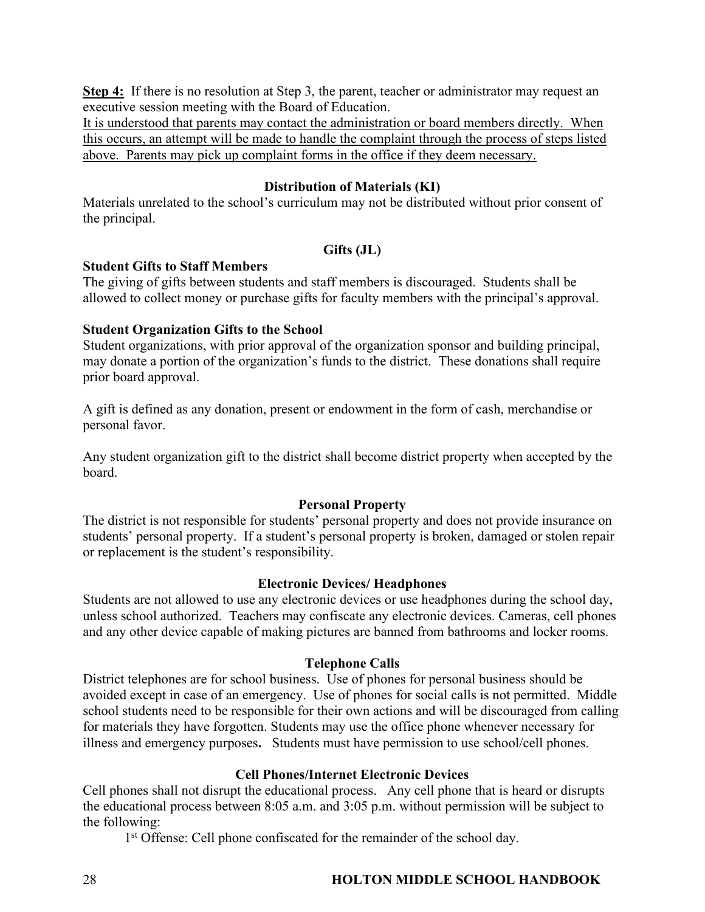<u>**Step 4:**</u> If there is no resolution at Step 3, the parent, teacher or administrator may request an executive session meeting with the Board of Education.

<u>It is understood that parents may contact the administration or board members directly. When this occurs, an attempt will be made to handle the complaint through the process of steps listed above. Parents may pick up complaint forms in the office if they deem necessary.</u>

### Distribution of Materials (KI)

Materials unrelated to the school's curriculum may not be distributed without prior consent of the principal.

### Gifts (JL)

**Student Gifts to Staff Members**

The giving of gifts between students and staff members is discouraged. Students shall be allowed to collect money or purchase gifts for faculty members with the principal's approval.

**Student Organization Gifts to the School**

Student organizations, with prior approval of the organization sponsor and building principal, may donate a portion of the organization's funds to the district. These donations shall require prior board approval.

A gift is defined as any donation, present or endowment in the form of cash, merchandise or personal favor.

Any student organization gift to the district shall become district property when accepted by the board.

### Personal Property

The district is not responsible for students' personal property and does not provide insurance on students' personal property. If a student's personal property is broken, damaged or stolen repair or replacement is the student's responsibility.

### Electronic Devices/ Headphones

Students are not allowed to use any electronic devices or use headphones during the school day, unless school authorized. Teachers may confiscate any electronic devices. Cameras, cell phones and any other device capable of making pictures are banned from bathrooms and locker rooms.

### Telephone Calls

District telephones are for school business. Use of phones for personal business should be avoided except in case of an emergency. Use of phones for social calls is not permitted. Middle school students need to be responsible for their own actions and will be discouraged from calling for materials they have forgotten. Students may use the office phone whenever necessary for illness and emergency purposes**.** Students must have permission to use school/cell phones.

### Cell Phones/Internet Electronic Devices

Cell phones shall not disrupt the educational process. Any cell phone that is heard or disrupts the educational process between 8:05 a.m. and 3:05 p.m. without permission will be subject to the following:

1st Offense: Cell phone confiscated for the remainder of the school day.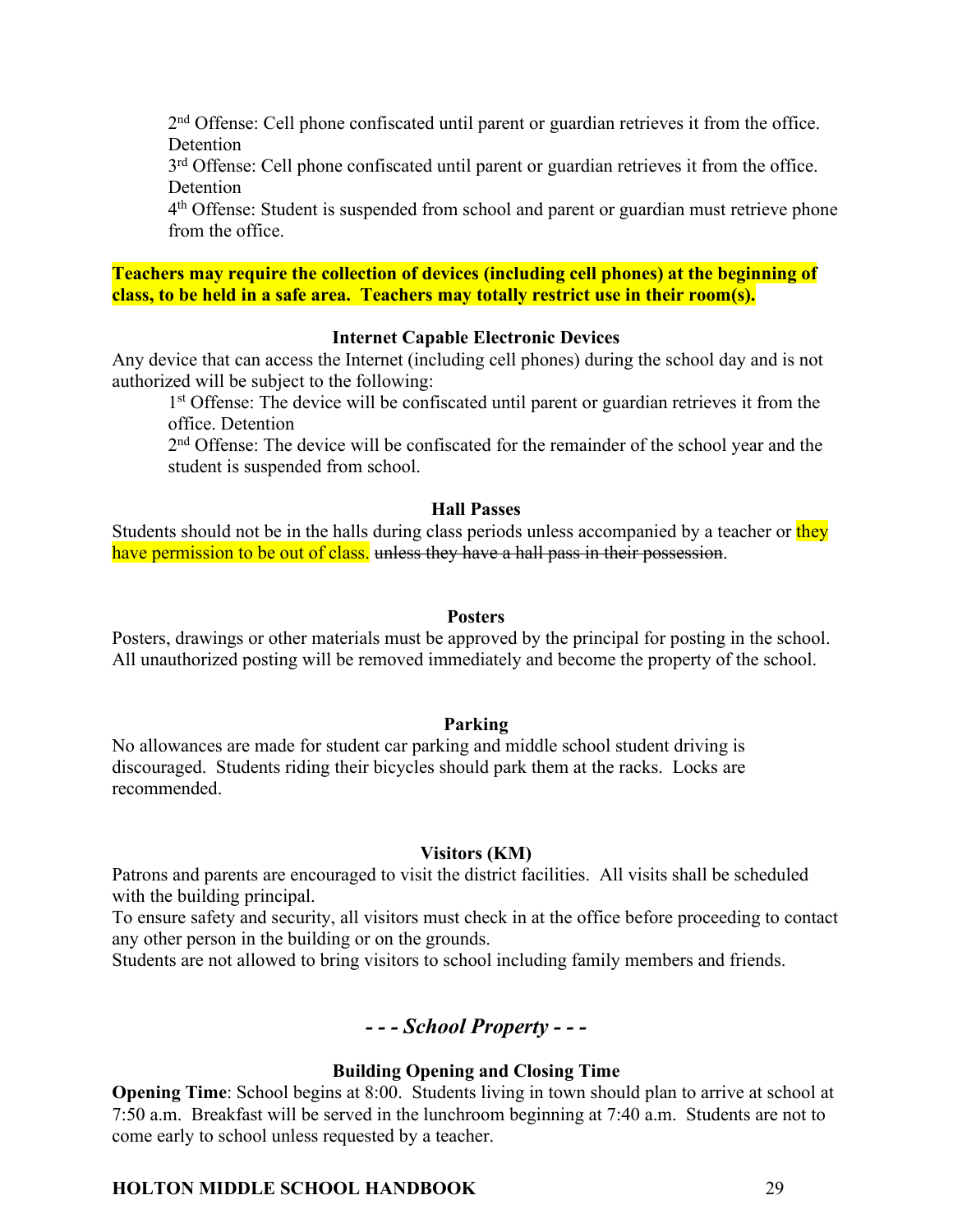2nd Offense: Cell phone confiscated until parent or guardian retrieves it from the office. Detention

3rd Offense: Cell phone confiscated until parent or guardian retrieves it from the office. Detention

4th Offense: Student is suspended from school and parent or guardian must retrieve phone from the office.

**Teachers may require the collection of devices (including cell phones) at the beginning of class, to be held in a safe area. Teachers may totally restrict use in their room(s).**

### Internet Capable Electronic Devices

Any device that can access the Internet (including cell phones) during the school day and is not authorized will be subject to the following:

1st Offense: The device will be confiscated until parent or guardian retrieves it from the office. Detention

2nd Offense: The device will be confiscated for the remainder of the school year and the student is suspended from school.

### Hall Passes

Students should not be in the halls during class periods unless accompanied by a teacher or they have permission to be out of class. ~~unless they have a hall pass in their possession~~.

### Posters

Posters, drawings or other materials must be approved by the principal for posting in the school. All unauthorized posting will be removed immediately and become the property of the school.

### Parking

No allowances are made for student car parking and middle school student driving is discouraged. Students riding their bicycles should park them at the racks. Locks are recommended.

### Visitors (KM)

Patrons and parents are encouraged to visit the district facilities. All visits shall be scheduled with the building principal.

To ensure safety and security, all visitors must check in at the office before proceeding to contact any other person in the building or on the grounds.

Students are not allowed to bring visitors to school including family members and friends.

## *- - - School Property - - -*

### Building Opening and Closing Time

**Opening Time**: School begins at 8:00. Students living in town should plan to arrive at school at 7:50 a.m. Breakfast will be served in the lunchroom beginning at 7:40 a.m. Students are not to come early to school unless requested by a teacher.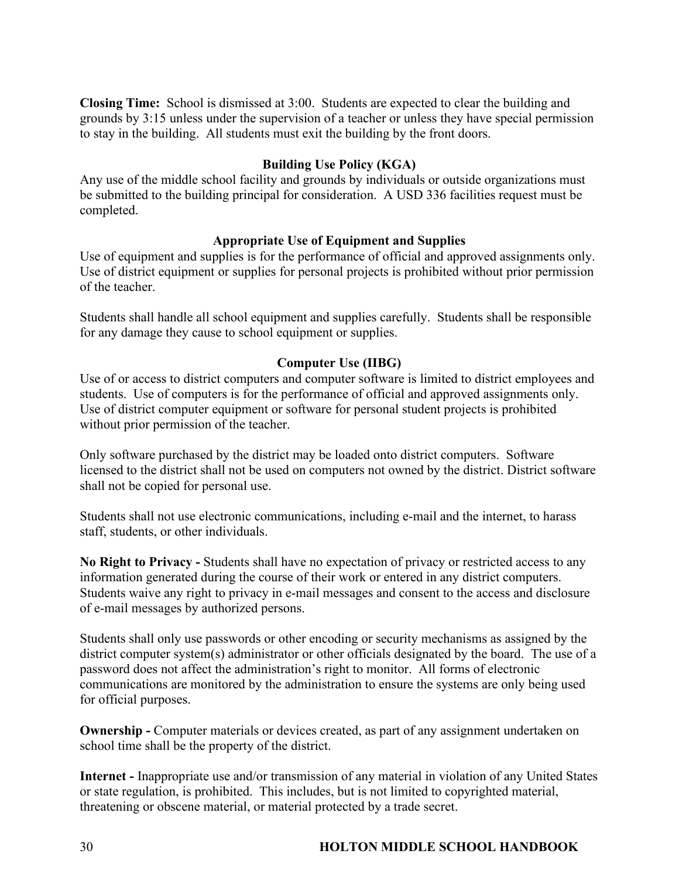**Closing Time:** School is dismissed at 3:00. Students are expected to clear the building and grounds by 3:15 unless under the supervision of a teacher or unless they have special permission to stay in the building. All students must exit the building by the front doors.

### Building Use Policy (KGA)

Any use of the middle school facility and grounds by individuals or outside organizations must be submitted to the building principal for consideration. A USD 336 facilities request must be completed.

### Appropriate Use of Equipment and Supplies

Use of equipment and supplies is for the performance of official and approved assignments only. Use of district equipment or supplies for personal projects is prohibited without prior permission of the teacher.

Students shall handle all school equipment and supplies carefully. Students shall be responsible for any damage they cause to school equipment or supplies.

### Computer Use (IIBG)

Use of or access to district computers and computer software is limited to district employees and students. Use of computers is for the performance of official and approved assignments only. Use of district computer equipment or software for personal student projects is prohibited without prior permission of the teacher.

Only software purchased by the district may be loaded onto district computers. Software licensed to the district shall not be used on computers not owned by the district. District software shall not be copied for personal use.

Students shall not use electronic communications, including e-mail and the internet, to harass staff, students, or other individuals.

**No Right to Privacy -** Students shall have no expectation of privacy or restricted access to any information generated during the course of their work or entered in any district computers. Students waive any right to privacy in e-mail messages and consent to the access and disclosure of e-mail messages by authorized persons.

Students shall only use passwords or other encoding or security mechanisms as assigned by the district computer system(s) administrator or other officials designated by the board. The use of a password does not affect the administration's right to monitor. All forms of electronic communications are monitored by the administration to ensure the systems are only being used for official purposes.

**Ownership -** Computer materials or devices created, as part of any assignment undertaken on school time shall be the property of the district.

**Internet -** Inappropriate use and/or transmission of any material in violation of any United States or state regulation, is prohibited. This includes, but is not limited to copyrighted material, threatening or obscene material, or material protected by a trade secret.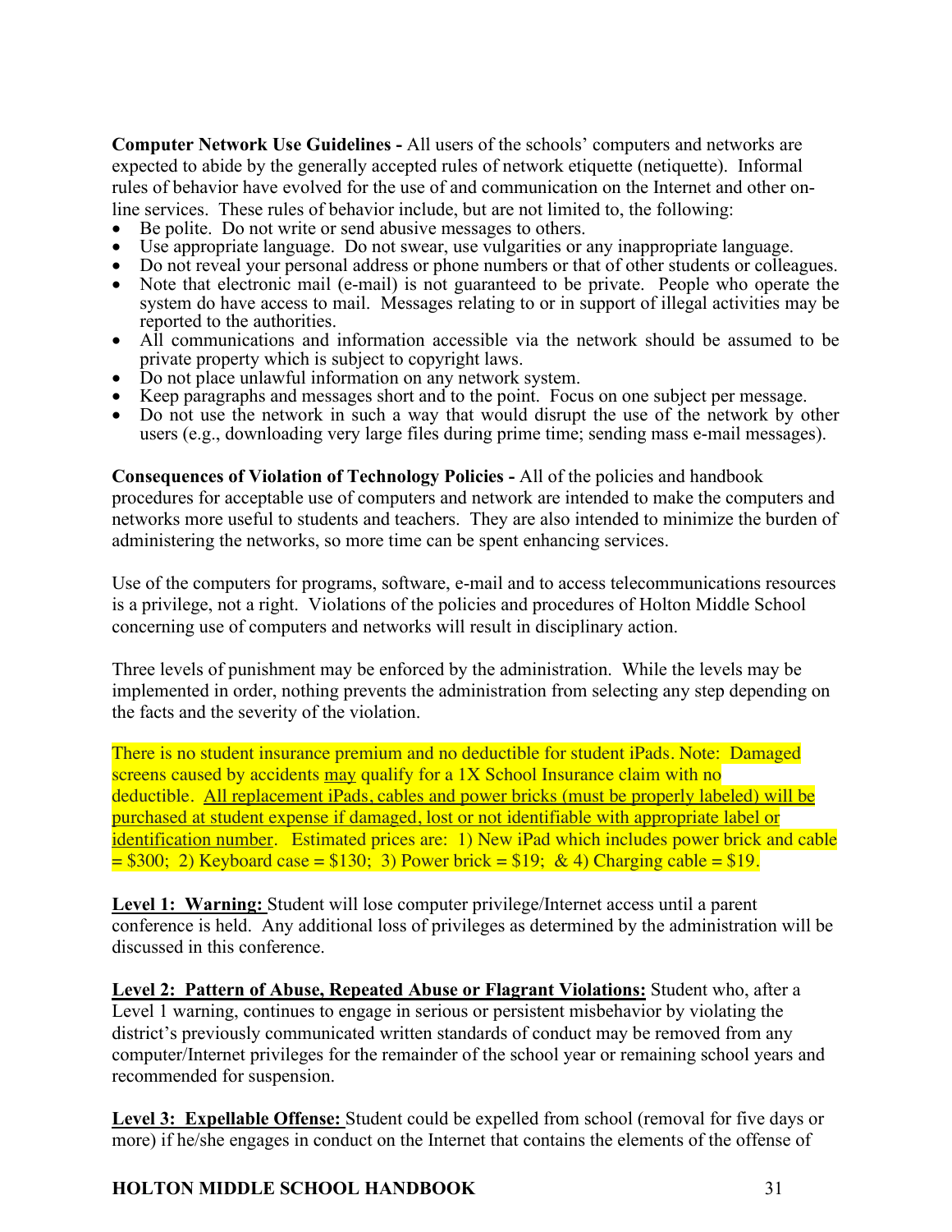**Computer Network Use Guidelines -** All users of the schools' computers and networks are expected to abide by the generally accepted rules of network etiquette (netiquette). Informal rules of behavior have evolved for the use of and communication on the Internet and other on-line services. These rules of behavior include, but are not limited to, the following:

- Be polite. Do not write or send abusive messages to others.
- Use appropriate language. Do not swear, use vulgarities or any inappropriate language.
- Do not reveal your personal address or phone numbers or that of other students or colleagues.
- Note that electronic mail (e-mail) is not guaranteed to be private. People who operate the system do have access to mail. Messages relating to or in support of illegal activities may be reported to the authorities.
- All communications and information accessible via the network should be assumed to be private property which is subject to copyright laws.
- Do not place unlawful information on any network system.
- Keep paragraphs and messages short and to the point. Focus on one subject per message.
- Do not use the network in such a way that would disrupt the use of the network by other users (e.g., downloading very large files during prime time; sending mass e-mail messages).

**Consequences of Violation of Technology Policies -** All of the policies and handbook procedures for acceptable use of computers and network are intended to make the computers and networks more useful to students and teachers. They are also intended to minimize the burden of administering the networks, so more time can be spent enhancing services.

Use of the computers for programs, software, e-mail and to access telecommunications resources is a privilege, not a right. Violations of the policies and procedures of Holton Middle School concerning use of computers and networks will result in disciplinary action.

Three levels of punishment may be enforced by the administration. While the levels may be implemented in order, nothing prevents the administration from selecting any step depending on the facts and the severity of the violation.

There is no student insurance premium and no deductible for student iPads. Note: Damaged screens caused by accidents <u>may</u> qualify for a 1X School Insurance claim with no deductible. <u>All replacement iPads, cables and power bricks (must be properly labeled) will be purchased at student expense if damaged, lost or not identifiable with appropriate label or identification number</u>. Estimated prices are: 1) New iPad which includes power brick and cable = $300; 2) Keyboard case = $130; 3) Power brick = $19; & 4) Charging cable = $19.

**<u>Level 1: Warning:</u>** Student will lose computer privilege/Internet access until a parent conference is held. Any additional loss of privileges as determined by the administration will be discussed in this conference.

**<u>Level 2: Pattern of Abuse, Repeated Abuse or Flagrant Violations:</u>** Student who, after a Level 1 warning, continues to engage in serious or persistent misbehavior by violating the district's previously communicated written standards of conduct may be removed from any computer/Internet privileges for the remainder of the school year or remaining school years and recommended for suspension.

**<u>Level 3: Expellable Offense:</u>** Student could be expelled from school (removal for five days or more) if he/she engages in conduct on the Internet that contains the elements of the offense of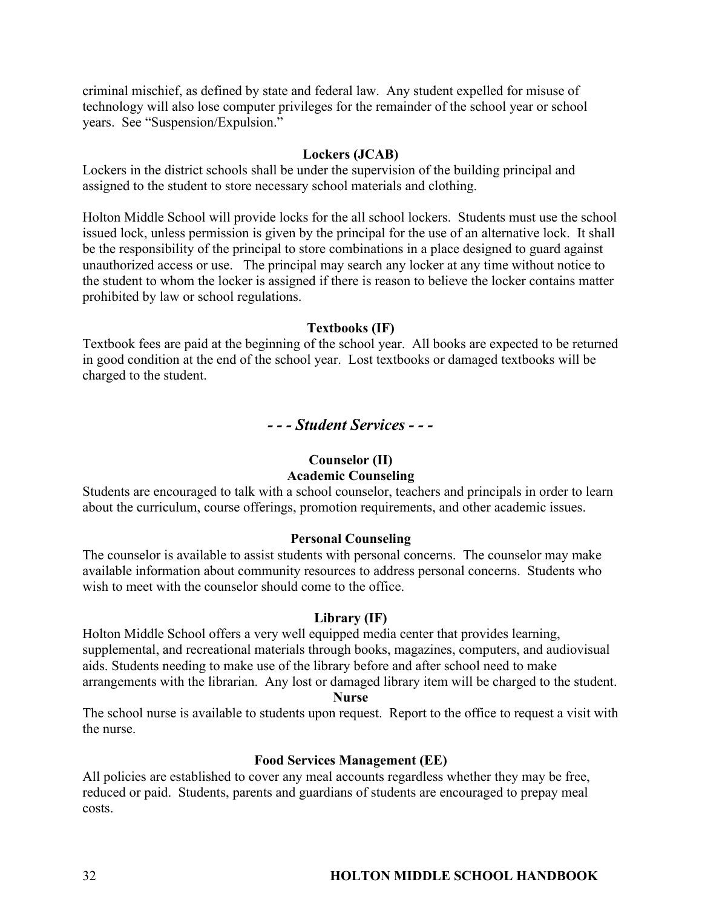criminal mischief, as defined by state and federal law. Any student expelled for misuse of technology will also lose computer privileges for the remainder of the school year or school years. See "Suspension/Expulsion."

### Lockers (JCAB)

Lockers in the district schools shall be under the supervision of the building principal and assigned to the student to store necessary school materials and clothing.

Holton Middle School will provide locks for the all school lockers. Students must use the school issued lock, unless permission is given by the principal for the use of an alternative lock. It shall be the responsibility of the principal to store combinations in a place designed to guard against unauthorized access or use. The principal may search any locker at any time without notice to the student to whom the locker is assigned if there is reason to believe the locker contains matter prohibited by law or school regulations.

### Textbooks (IF)

Textbook fees are paid at the beginning of the school year. All books are expected to be returned in good condition at the end of the school year. Lost textbooks or damaged textbooks will be charged to the student.

## *- - - Student Services - - -*

### Counselor (II)

#### Academic Counseling

Students are encouraged to talk with a school counselor, teachers and principals in order to learn about the curriculum, course offerings, promotion requirements, and other academic issues.

#### Personal Counseling

The counselor is available to assist students with personal concerns. The counselor may make available information about community resources to address personal concerns. Students who wish to meet with the counselor should come to the office.

### Library (IF)

Holton Middle School offers a very well equipped media center that provides learning, supplemental, and recreational materials through books, magazines, computers, and audiovisual aids. Students needing to make use of the library before and after school need to make arrangements with the librarian. Any lost or damaged library item will be charged to the student.

### Nurse

The school nurse is available to students upon request. Report to the office to request a visit with the nurse.

### Food Services Management (EE)

All policies are established to cover any meal accounts regardless whether they may be free, reduced or paid. Students, parents and guardians of students are encouraged to prepay meal costs.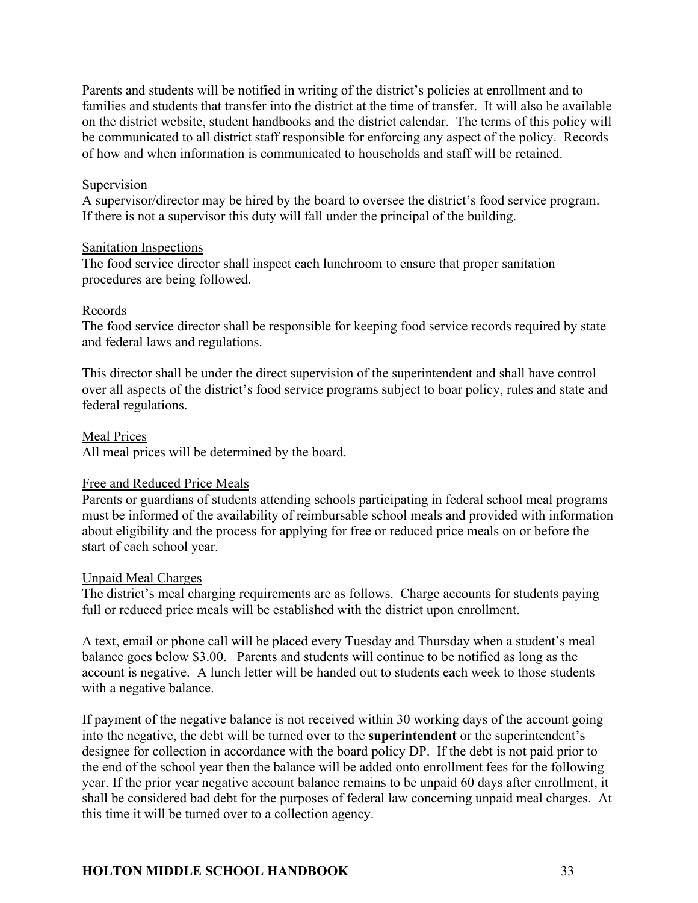Parents and students will be notified in writing of the district's policies at enrollment and to families and students that transfer into the district at the time of transfer. It will also be available on the district website, student handbooks and the district calendar. The terms of this policy will be communicated to all district staff responsible for enforcing any aspect of the policy. Records of how and when information is communicated to households and staff will be retained.

Supervision

A supervisor/director may be hired by the board to oversee the district's food service program. If there is not a supervisor this duty will fall under the principal of the building.

Sanitation Inspections

The food service director shall inspect each lunchroom to ensure that proper sanitation procedures are being followed.

Records

The food service director shall be responsible for keeping food service records required by state and federal laws and regulations.

This director shall be under the direct supervision of the superintendent and shall have control over all aspects of the district's food service programs subject to boar policy, rules and state and federal regulations.

Meal Prices

All meal prices will be determined by the board.

Free and Reduced Price Meals

Parents or guardians of students attending schools participating in federal school meal programs must be informed of the availability of reimbursable school meals and provided with information about eligibility and the process for applying for free or reduced price meals on or before the start of each school year.

Unpaid Meal Charges

The district's meal charging requirements are as follows. Charge accounts for students paying full or reduced price meals will be established with the district upon enrollment.

A text, email or phone call will be placed every Tuesday and Thursday when a student's meal balance goes below $3.00. Parents and students will continue to be notified as long as the account is negative. A lunch letter will be handed out to students each week to those students with a negative balance.

If payment of the negative balance is not received within 30 working days of the account going into the negative, the debt will be turned over to the **superintendent** or the superintendent's designee for collection in accordance with the board policy DP. If the debt is not paid prior to the end of the school year then the balance will be added onto enrollment fees for the following year. If the prior year negative account balance remains to be unpaid 60 days after enrollment, it shall be considered bad debt for the purposes of federal law concerning unpaid meal charges. At this time it will be turned over to a collection agency.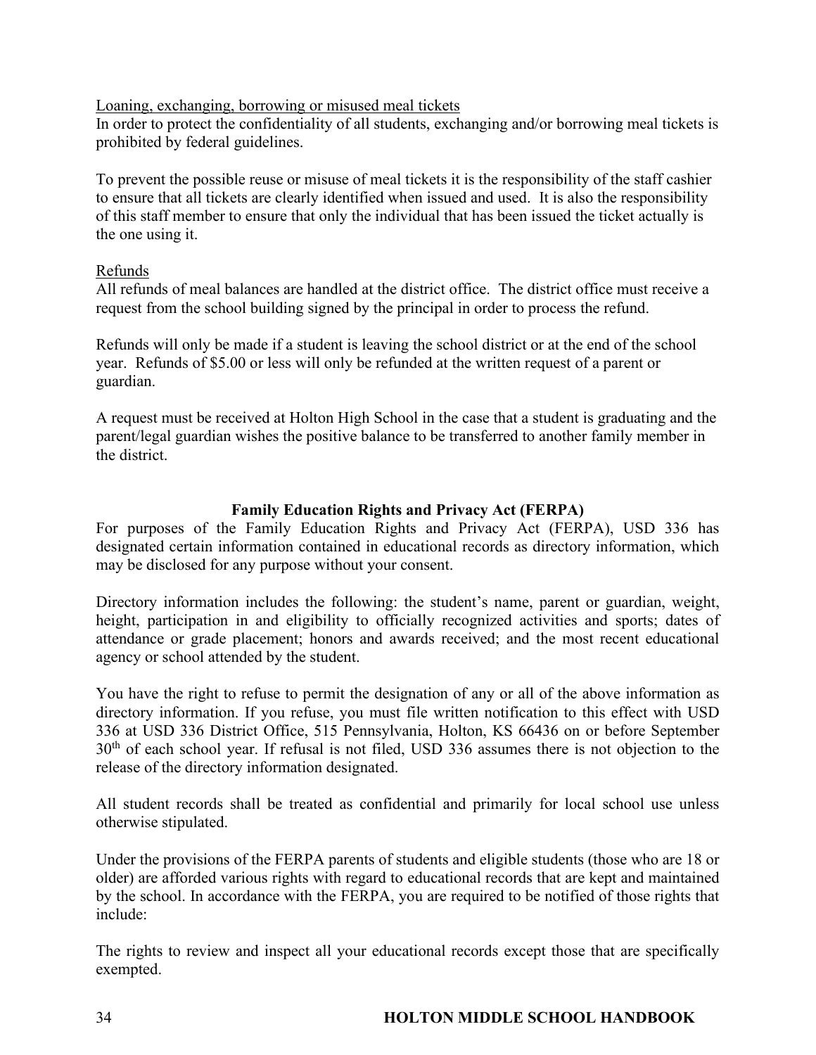Loaning, exchanging, borrowing or misused meal tickets

In order to protect the confidentiality of all students, exchanging and/or borrowing meal tickets is prohibited by federal guidelines.

To prevent the possible reuse or misuse of meal tickets it is the responsibility of the staff cashier to ensure that all tickets are clearly identified when issued and used. It is also the responsibility of this staff member to ensure that only the individual that has been issued the ticket actually is the one using it.

Refunds

All refunds of meal balances are handled at the district office. The district office must receive a request from the school building signed by the principal in order to process the refund.

Refunds will only be made if a student is leaving the school district or at the end of the school year. Refunds of $5.00 or less will only be refunded at the written request of a parent or guardian.

A request must be received at Holton High School in the case that a student is graduating and the parent/legal guardian wishes the positive balance to be transferred to another family member in the district.

## Family Education Rights and Privacy Act (FERPA)

For purposes of the Family Education Rights and Privacy Act (FERPA), USD 336 has designated certain information contained in educational records as directory information, which may be disclosed for any purpose without your consent.

Directory information includes the following: the student's name, parent or guardian, weight, height, participation in and eligibility to officially recognized activities and sports; dates of attendance or grade placement; honors and awards received; and the most recent educational agency or school attended by the student.

You have the right to refuse to permit the designation of any or all of the above information as directory information. If you refuse, you must file written notification to this effect with USD 336 at USD 336 District Office, 515 Pennsylvania, Holton, KS 66436 on or before September 30th of each school year. If refusal is not filed, USD 336 assumes there is not objection to the release of the directory information designated.

All student records shall be treated as confidential and primarily for local school use unless otherwise stipulated.

Under the provisions of the FERPA parents of students and eligible students (those who are 18 or older) are afforded various rights with regard to educational records that are kept and maintained by the school. In accordance with the FERPA, you are required to be notified of those rights that include:

The rights to review and inspect all your educational records except those that are specifically exempted.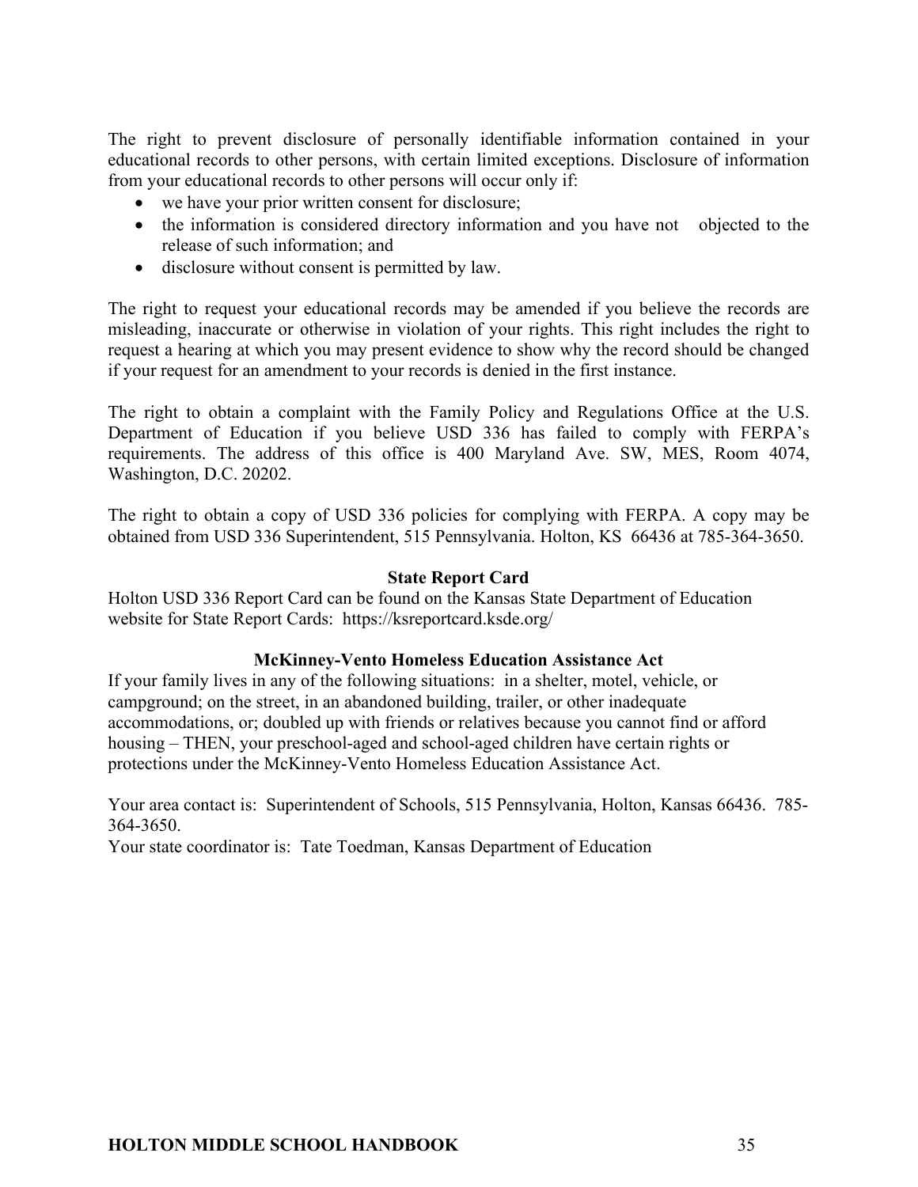The right to prevent disclosure of personally identifiable information contained in your educational records to other persons, with certain limited exceptions. Disclosure of information from your educational records to other persons will occur only if:

- we have your prior written consent for disclosure;
- the information is considered directory information and you have not objected to the release of such information; and
- disclosure without consent is permitted by law.

The right to request your educational records may be amended if you believe the records are misleading, inaccurate or otherwise in violation of your rights. This right includes the right to request a hearing at which you may present evidence to show why the record should be changed if your request for an amendment to your records is denied in the first instance.

The right to obtain a complaint with the Family Policy and Regulations Office at the U.S. Department of Education if you believe USD 336 has failed to comply with FERPA's requirements. The address of this office is 400 Maryland Ave. SW, MES, Room 4074, Washington, D.C. 20202.

The right to obtain a copy of USD 336 policies for complying with FERPA. A copy may be obtained from USD 336 Superintendent, 515 Pennsylvania. Holton, KS 66436 at 785-364-3650.

## State Report Card

Holton USD 336 Report Card can be found on the Kansas State Department of Education website for State Report Cards: https://ksreportcard.ksde.org/

## McKinney-Vento Homeless Education Assistance Act

If your family lives in any of the following situations: in a shelter, motel, vehicle, or campground; on the street, in an abandoned building, trailer, or other inadequate accommodations, or; doubled up with friends or relatives because you cannot find or afford housing – THEN, your preschool-aged and school-aged children have certain rights or protections under the McKinney-Vento Homeless Education Assistance Act.

Your area contact is: Superintendent of Schools, 515 Pennsylvania, Holton, Kansas 66436. 785-364-3650.

Your state coordinator is: Tate Toedman, Kansas Department of Education